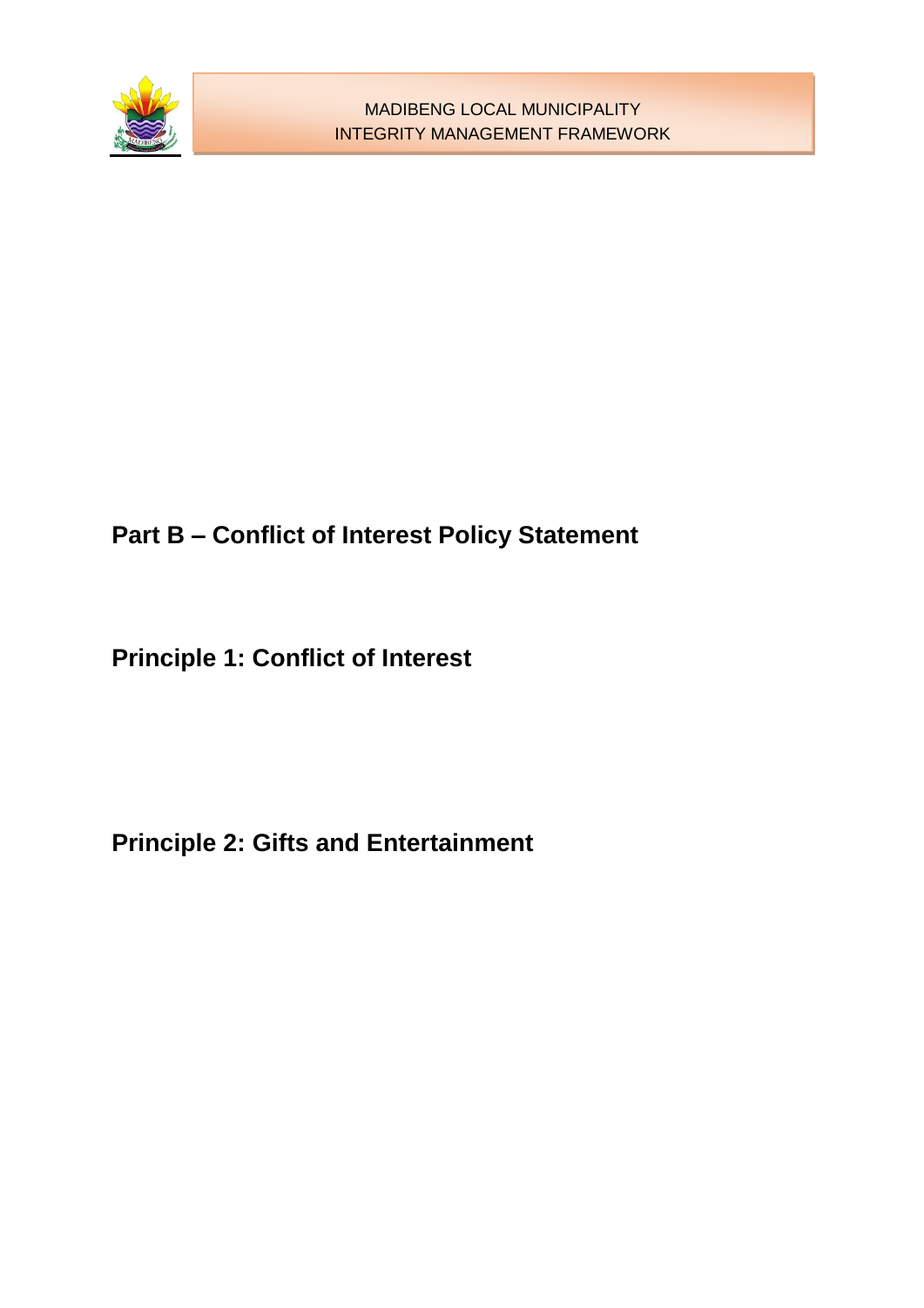# Part B – Conflict of Interest Policy Statement

## Principle 1: Conflict of Interest

## Principle 2: Gifts and Entertainment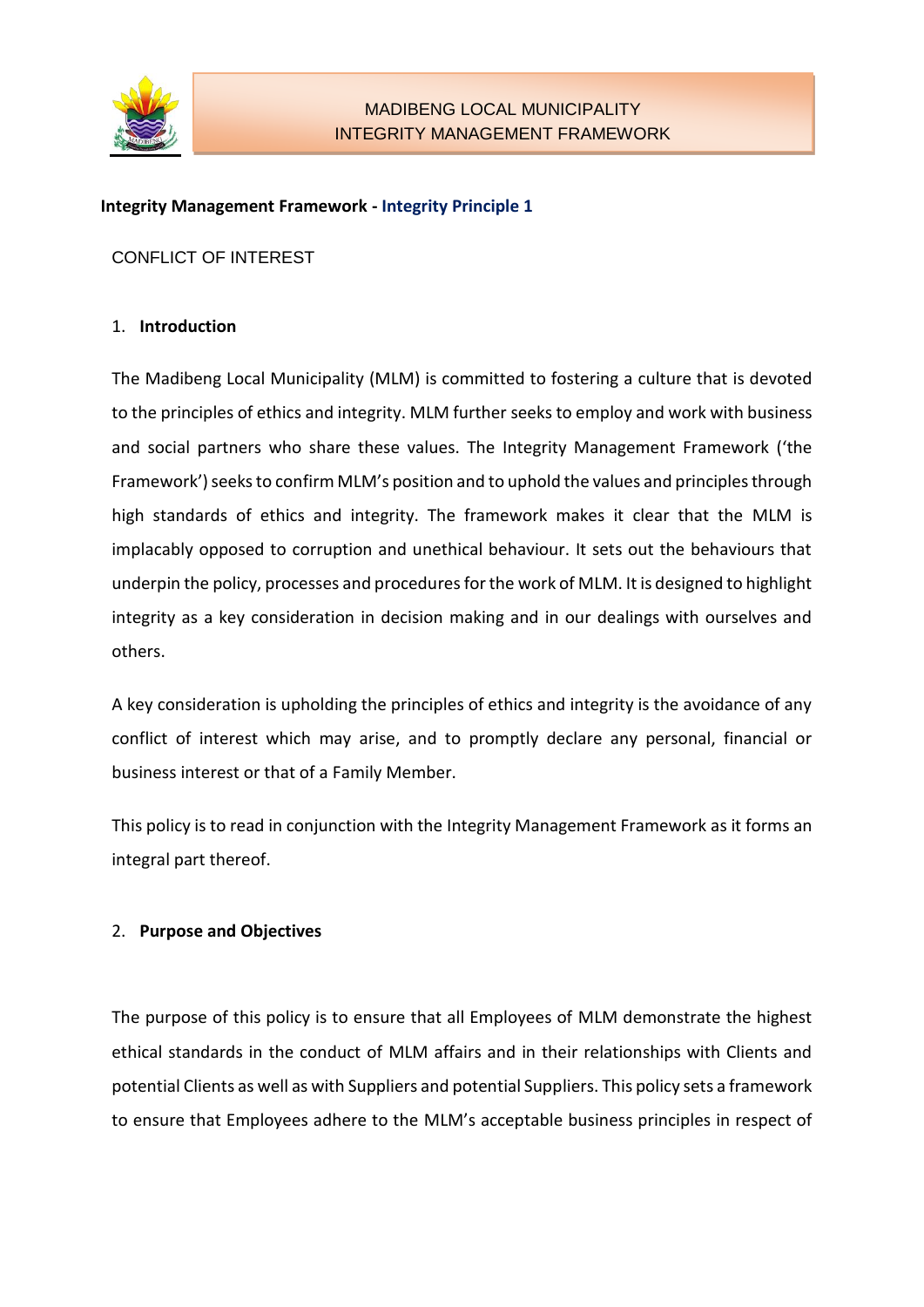**Integrity Management Framework - Integrity Principle 1**

CONFLICT OF INTEREST

## 1. Introduction

The Madibeng Local Municipality (MLM) is committed to fostering a culture that is devoted to the principles of ethics and integrity. MLM further seeks to employ and work with business and social partners who share these values. The Integrity Management Framework ('the Framework') seeks to confirm MLM's position and to uphold the values and principles through high standards of ethics and integrity. The framework makes it clear that the MLM is implacably opposed to corruption and unethical behaviour. It sets out the behaviours that underpin the policy, processes and procedures for the work of MLM. It is designed to highlight integrity as a key consideration in decision making and in our dealings with ourselves and others.

A key consideration is upholding the principles of ethics and integrity is the avoidance of any conflict of interest which may arise, and to promptly declare any personal, financial or business interest or that of a Family Member.

This policy is to read in conjunction with the Integrity Management Framework as it forms an integral part thereof.

## 2. Purpose and Objectives

The purpose of this policy is to ensure that all Employees of MLM demonstrate the highest ethical standards in the conduct of MLM affairs and in their relationships with Clients and potential Clients as well as with Suppliers and potential Suppliers. This policy sets a framework to ensure that Employees adhere to the MLM's acceptable business principles in respect of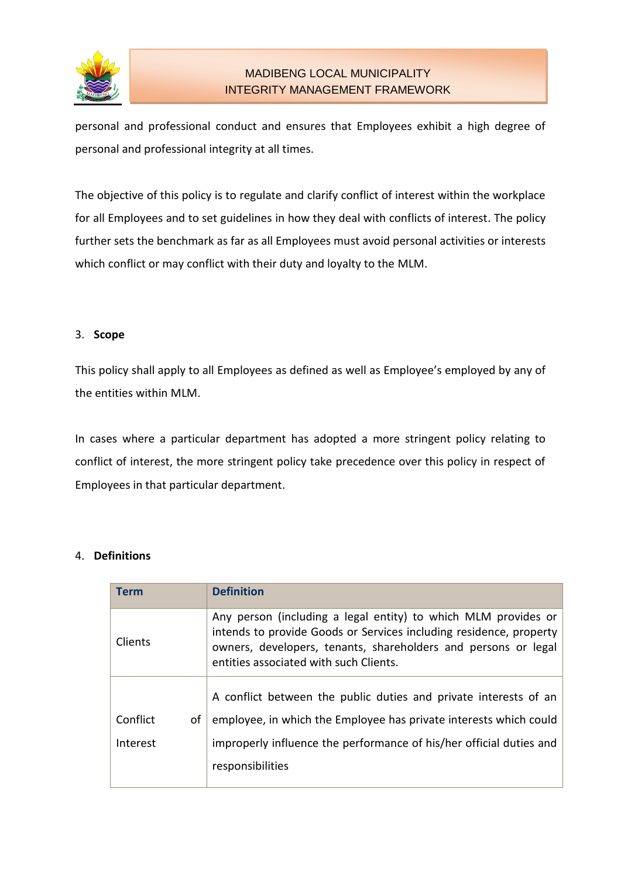personal and professional conduct and ensures that Employees exhibit a high degree of personal and professional integrity at all times.

The objective of this policy is to regulate and clarify conflict of interest within the workplace for all Employees and to set guidelines in how they deal with conflicts of interest. The policy further sets the benchmark as far as all Employees must avoid personal activities or interests which conflict or may conflict with their duty and loyalty to the MLM.

## 3. Scope

This policy shall apply to all Employees as defined as well as Employee's employed by any of the entities within MLM.

In cases where a particular department has adopted a more stringent policy relating to conflict of interest, the more stringent policy take precedence over this policy in respect of Employees in that particular department.

## 4. Definitions

| Term | Definition |
|---|---|
| Clients | Any person (including a legal entity) to which MLM provides or intends to provide Goods or Services including residence, property owners, developers, tenants, shareholders and persons or legal entities associated with such Clients. |
| Conflict of Interest | A conflict between the public duties and private interests of an employee, in which the Employee has private interests which could improperly influence the performance of his/her official duties and responsibilities |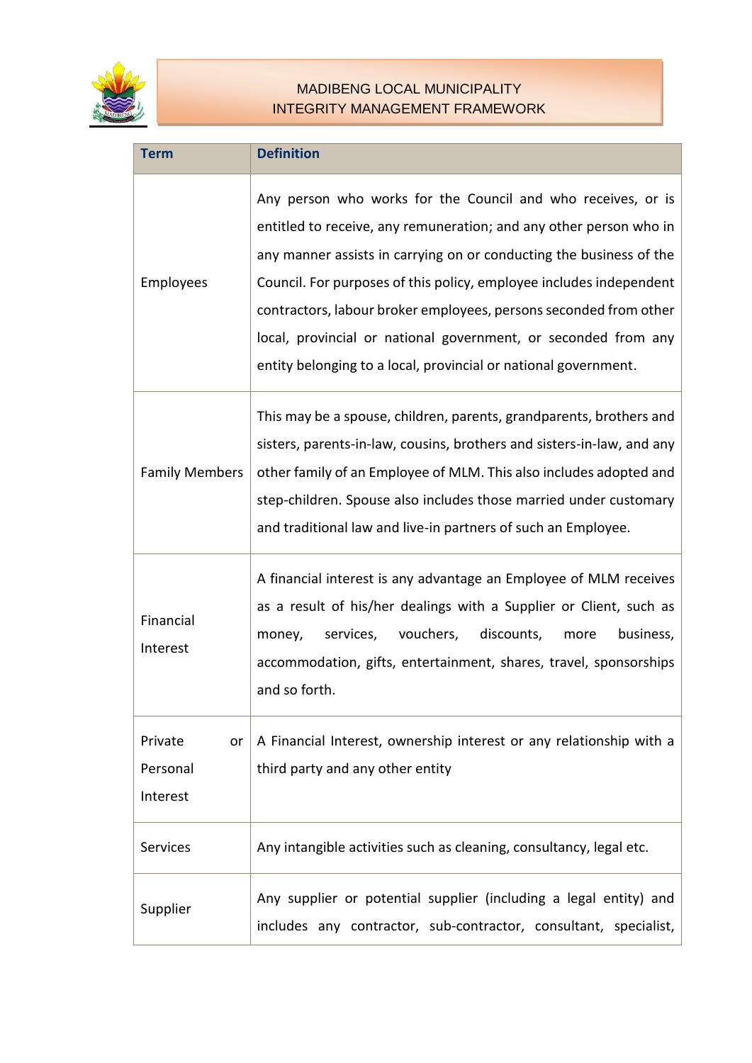| Term | Definition |
|---|---|
| Employees | Any person who works for the Council and who receives, or is entitled to receive, any remuneration; and any other person who in any manner assists in carrying on or conducting the business of the Council. For purposes of this policy, employee includes independent contractors, labour broker employees, persons seconded from other local, provincial or national government, or seconded from any entity belonging to a local, provincial or national government. |
| Family Members | This may be a spouse, children, parents, grandparents, brothers and sisters, parents-in-law, cousins, brothers and sisters-in-law, and any other family of an Employee of MLM. This also includes adopted and step-children. Spouse also includes those married under customary and traditional law and live-in partners of such an Employee. |
| Financial Interest | A financial interest is any advantage an Employee of MLM receives as a result of his/her dealings with a Supplier or Client, such as money, services, vouchers, discounts, more business, accommodation, gifts, entertainment, shares, travel, sponsorships and so forth. |
| Private or Personal Interest | A Financial Interest, ownership interest or any relationship with a third party and any other entity |
| Services | Any intangible activities such as cleaning, consultancy, legal etc. |
| Supplier | Any supplier or potential supplier (including a legal entity) and includes any contractor, sub-contractor, consultant, specialist, |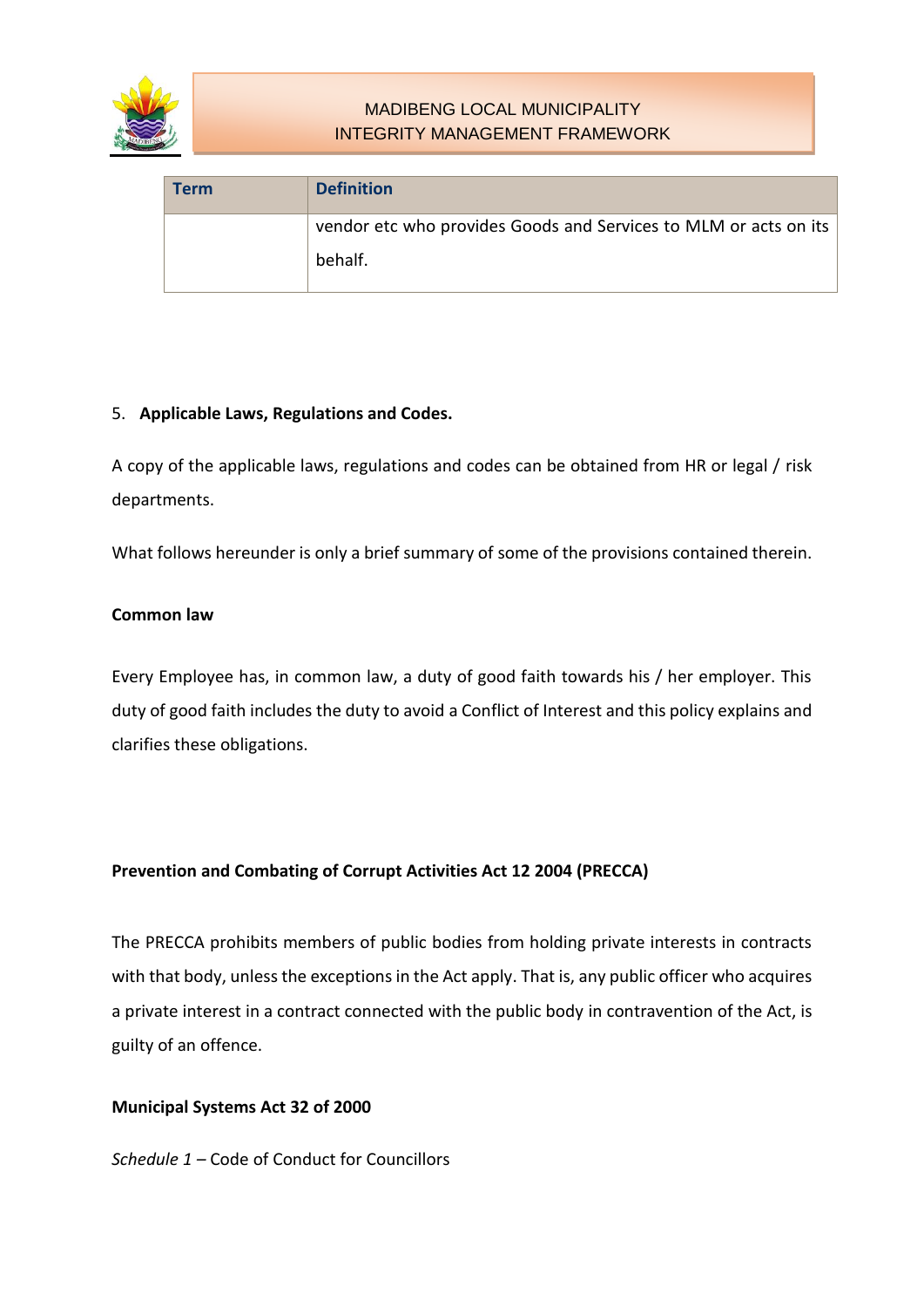| Term | Definition |
| --- | --- |
| | vendor etc who provides Goods and Services to MLM or acts on its behalf. |

5. **Applicable Laws, Regulations and Codes.**

A copy of the applicable laws, regulations and codes can be obtained from HR or legal / risk departments.

What follows hereunder is only a brief summary of some of the provisions contained therein.

**Common law**

Every Employee has, in common law, a duty of good faith towards his / her employer. This duty of good faith includes the duty to avoid a Conflict of Interest and this policy explains and clarifies these obligations.

**Prevention and Combating of Corrupt Activities Act 12 2004 (PRECCA)**

The PRECCA prohibits members of public bodies from holding private interests in contracts with that body, unless the exceptions in the Act apply. That is, any public officer who acquires a private interest in a contract connected with the public body in contravention of the Act, is guilty of an offence.

**Municipal Systems Act 32 of 2000**

*Schedule 1* – Code of Conduct for Councillors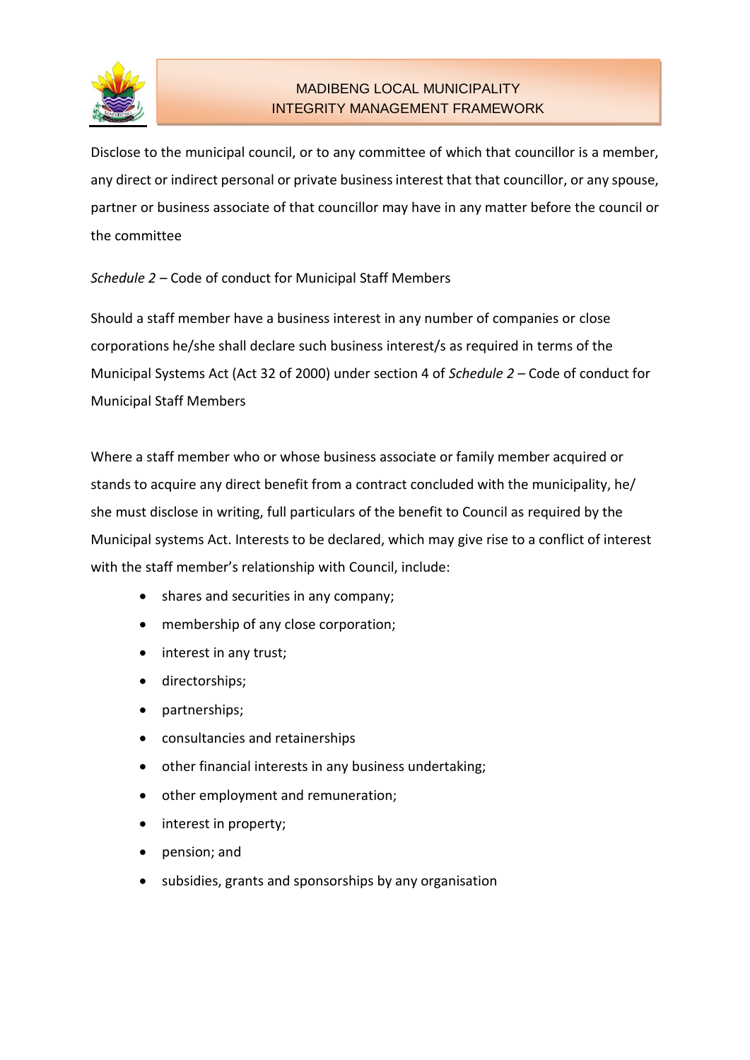Disclose to the municipal council, or to any committee of which that councillor is a member, any direct or indirect personal or private business interest that that councillor, or any spouse, partner or business associate of that councillor may have in any matter before the council or the committee

*Schedule 2* – Code of conduct for Municipal Staff Members

Should a staff member have a business interest in any number of companies or close corporations he/she shall declare such business interest/s as required in terms of the Municipal Systems Act (Act 32 of 2000) under section 4 of *Schedule 2* – Code of conduct for Municipal Staff Members

Where a staff member who or whose business associate or family member acquired or stands to acquire any direct benefit from a contract concluded with the municipality, he/ she must disclose in writing, full particulars of the benefit to Council as required by the Municipal systems Act. Interests to be declared, which may give rise to a conflict of interest with the staff member's relationship with Council, include:

- shares and securities in any company;
- membership of any close corporation;
- interest in any trust;
- directorships;
- partnerships;
- consultancies and retainerships
- other financial interests in any business undertaking;
- other employment and remuneration;
- interest in property;
- pension; and
- subsidies, grants and sponsorships by any organisation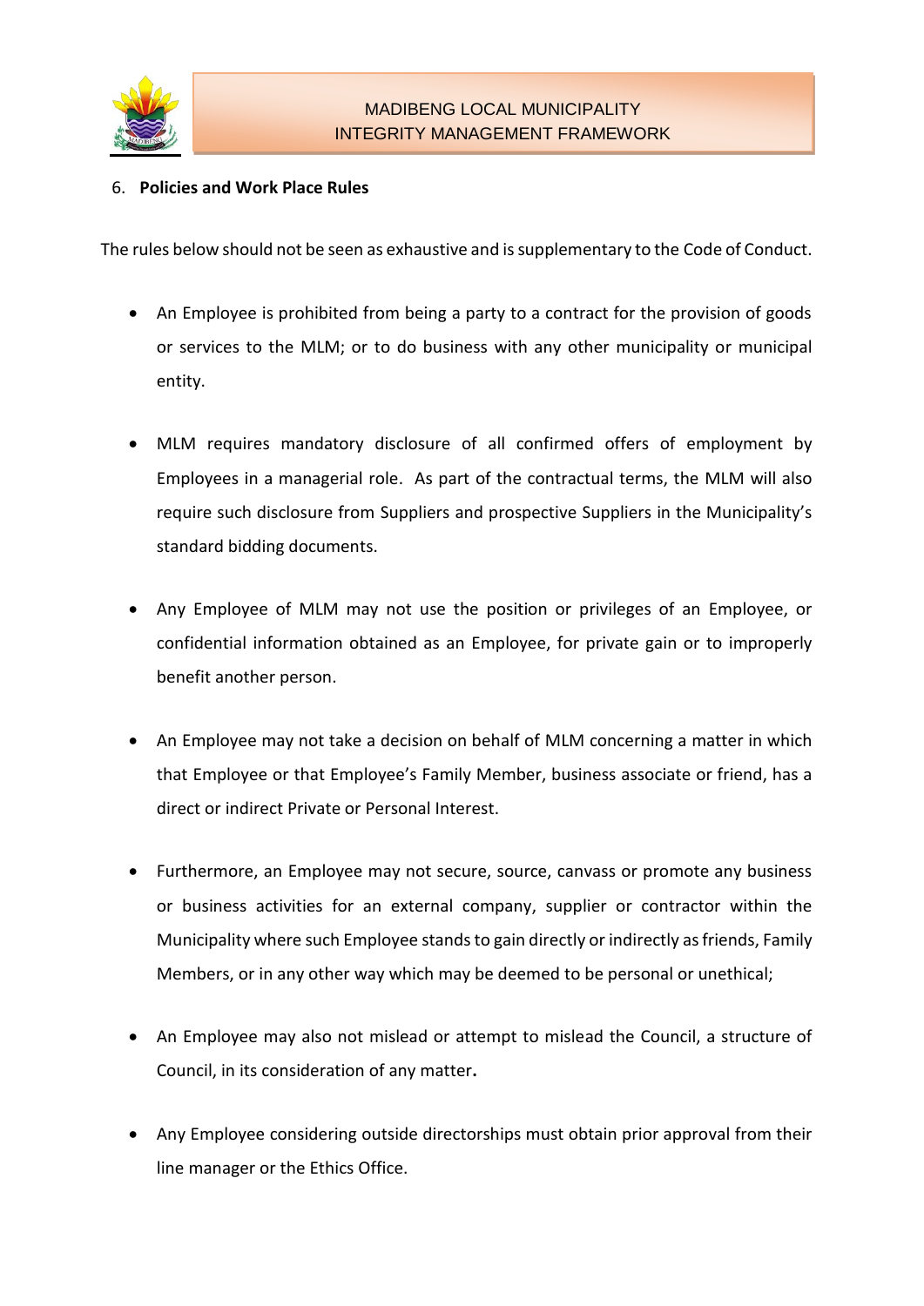6. **Policies and Work Place Rules**

The rules below should not be seen as exhaustive and is supplementary to the Code of Conduct.

- An Employee is prohibited from being a party to a contract for the provision of goods or services to the MLM; or to do business with any other municipality or municipal entity.
- MLM requires mandatory disclosure of all confirmed offers of employment by Employees in a managerial role. As part of the contractual terms, the MLM will also require such disclosure from Suppliers and prospective Suppliers in the Municipality's standard bidding documents.
- Any Employee of MLM may not use the position or privileges of an Employee, or confidential information obtained as an Employee, for private gain or to improperly benefit another person.
- An Employee may not take a decision on behalf of MLM concerning a matter in which that Employee or that Employee's Family Member, business associate or friend, has a direct or indirect Private or Personal Interest.
- Furthermore, an Employee may not secure, source, canvass or promote any business or business activities for an external company, supplier or contractor within the Municipality where such Employee stands to gain directly or indirectly as friends, Family Members, or in any other way which may be deemed to be personal or unethical;
- An Employee may also not mislead or attempt to mislead the Council, a structure of Council, in its consideration of any matter.
- Any Employee considering outside directorships must obtain prior approval from their line manager or the Ethics Office.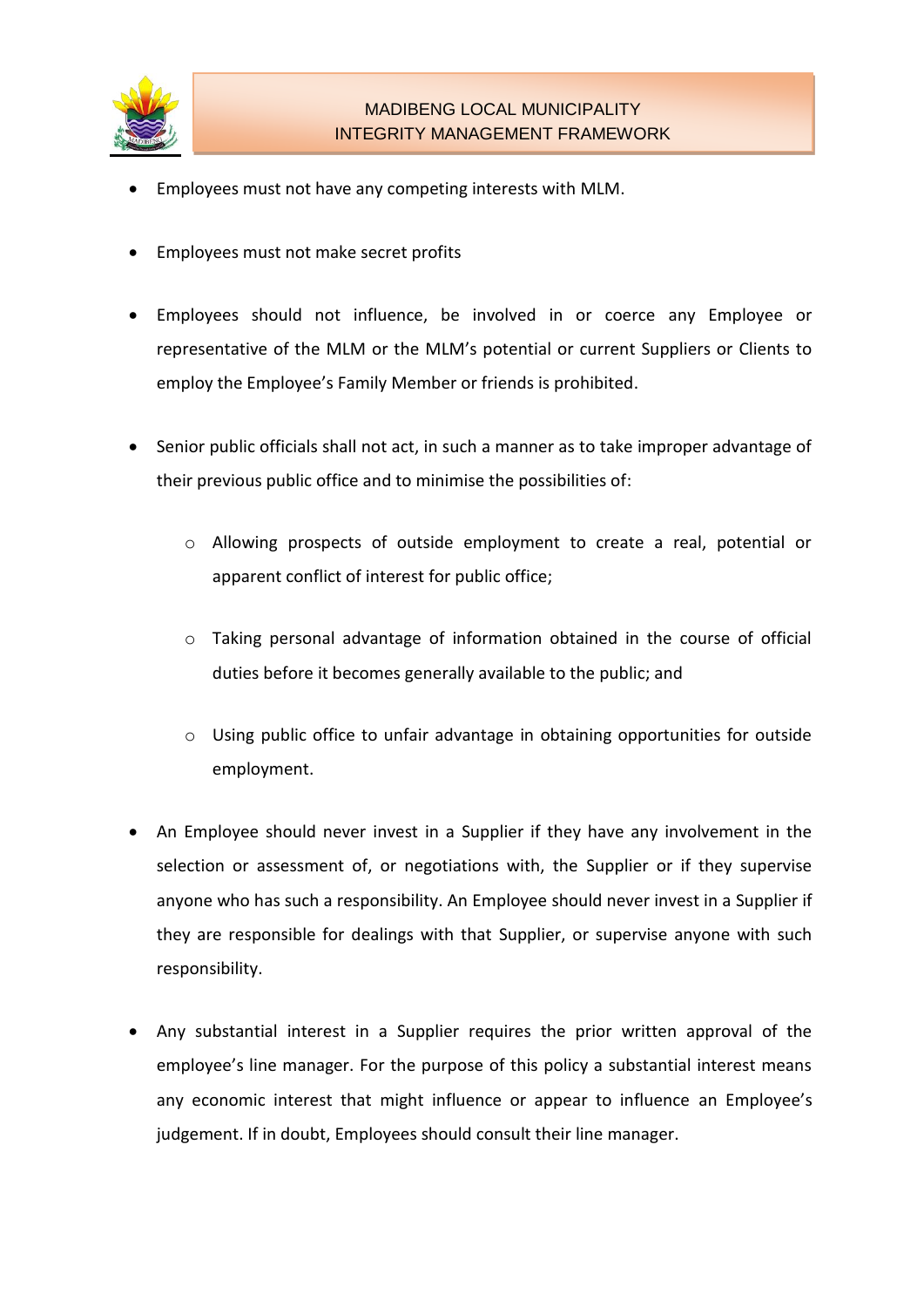- Employees must not have any competing interests with MLM.
- Employees must not make secret profits
- Employees should not influence, be involved in or coerce any Employee or representative of the MLM or the MLM's potential or current Suppliers or Clients to employ the Employee's Family Member or friends is prohibited.
- Senior public officials shall not act, in such a manner as to take improper advantage of their previous public office and to minimise the possibilities of:
  - Allowing prospects of outside employment to create a real, potential or apparent conflict of interest for public office;
  - Taking personal advantage of information obtained in the course of official duties before it becomes generally available to the public; and
  - Using public office to unfair advantage in obtaining opportunities for outside employment.
- An Employee should never invest in a Supplier if they have any involvement in the selection or assessment of, or negotiations with, the Supplier or if they supervise anyone who has such a responsibility. An Employee should never invest in a Supplier if they are responsible for dealings with that Supplier, or supervise anyone with such responsibility.
- Any substantial interest in a Supplier requires the prior written approval of the employee's line manager. For the purpose of this policy a substantial interest means any economic interest that might influence or appear to influence an Employee's judgement. If in doubt, Employees should consult their line manager.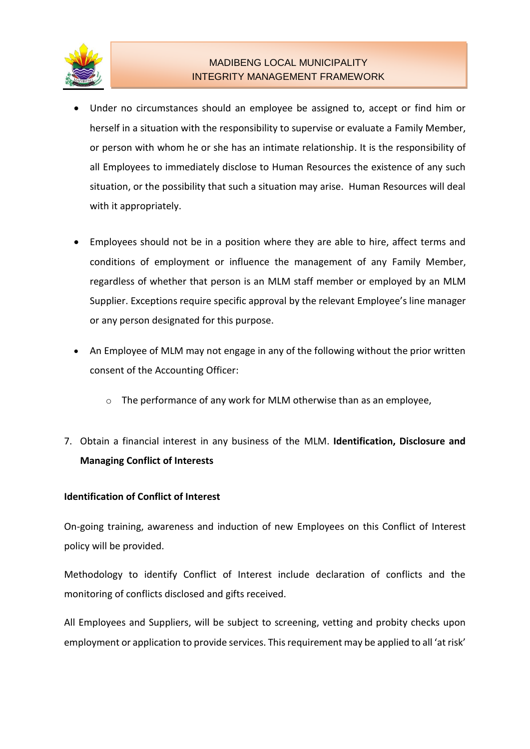- Under no circumstances should an employee be assigned to, accept or find him or herself in a situation with the responsibility to supervise or evaluate a Family Member, or person with whom he or she has an intimate relationship. It is the responsibility of all Employees to immediately disclose to Human Resources the existence of any such situation, or the possibility that such a situation may arise. Human Resources will deal with it appropriately.

- Employees should not be in a position where they are able to hire, affect terms and conditions of employment or influence the management of any Family Member, regardless of whether that person is an MLM staff member or employed by an MLM Supplier. Exceptions require specific approval by the relevant Employee's line manager or any person designated for this purpose.

- An Employee of MLM may not engage in any of the following without the prior written consent of the Accounting Officer:

    - The performance of any work for MLM otherwise than as an employee,

7. Obtain a financial interest in any business of the MLM. **Identification, Disclosure and Managing Conflict of Interests**

**Identification of Conflict of Interest**

On-going training, awareness and induction of new Employees on this Conflict of Interest policy will be provided.

Methodology to identify Conflict of Interest include declaration of conflicts and the monitoring of conflicts disclosed and gifts received.

All Employees and Suppliers, will be subject to screening, vetting and probity checks upon employment or application to provide services. This requirement may be applied to all 'at risk'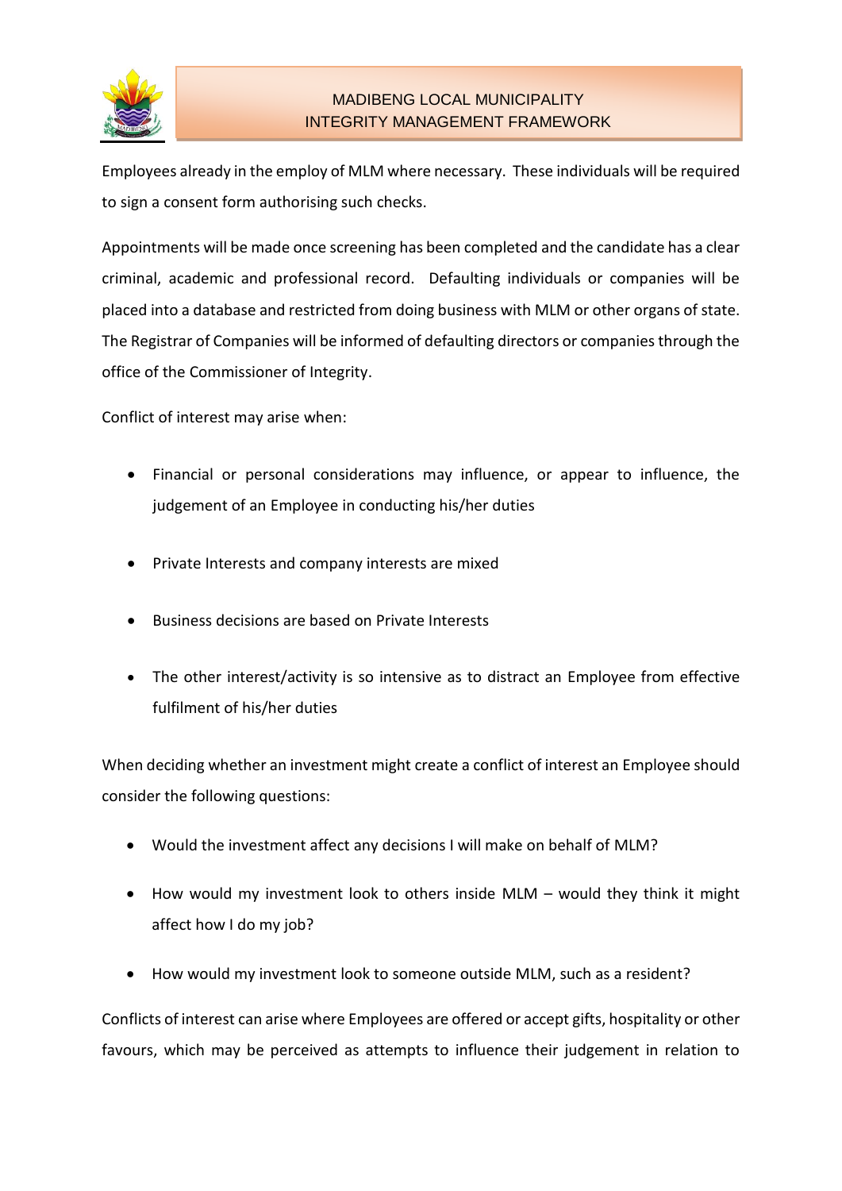Employees already in the employ of MLM where necessary. These individuals will be required to sign a consent form authorising such checks.

Appointments will be made once screening has been completed and the candidate has a clear criminal, academic and professional record. Defaulting individuals or companies will be placed into a database and restricted from doing business with MLM or other organs of state. The Registrar of Companies will be informed of defaulting directors or companies through the office of the Commissioner of Integrity.

Conflict of interest may arise when:

- Financial or personal considerations may influence, or appear to influence, the judgement of an Employee in conducting his/her duties
- Private Interests and company interests are mixed
- Business decisions are based on Private Interests
- The other interest/activity is so intensive as to distract an Employee from effective fulfilment of his/her duties

When deciding whether an investment might create a conflict of interest an Employee should consider the following questions:

- Would the investment affect any decisions I will make on behalf of MLM?
- How would my investment look to others inside MLM – would they think it might affect how I do my job?
- How would my investment look to someone outside MLM, such as a resident?

Conflicts of interest can arise where Employees are offered or accept gifts, hospitality or other favours, which may be perceived as attempts to influence their judgement in relation to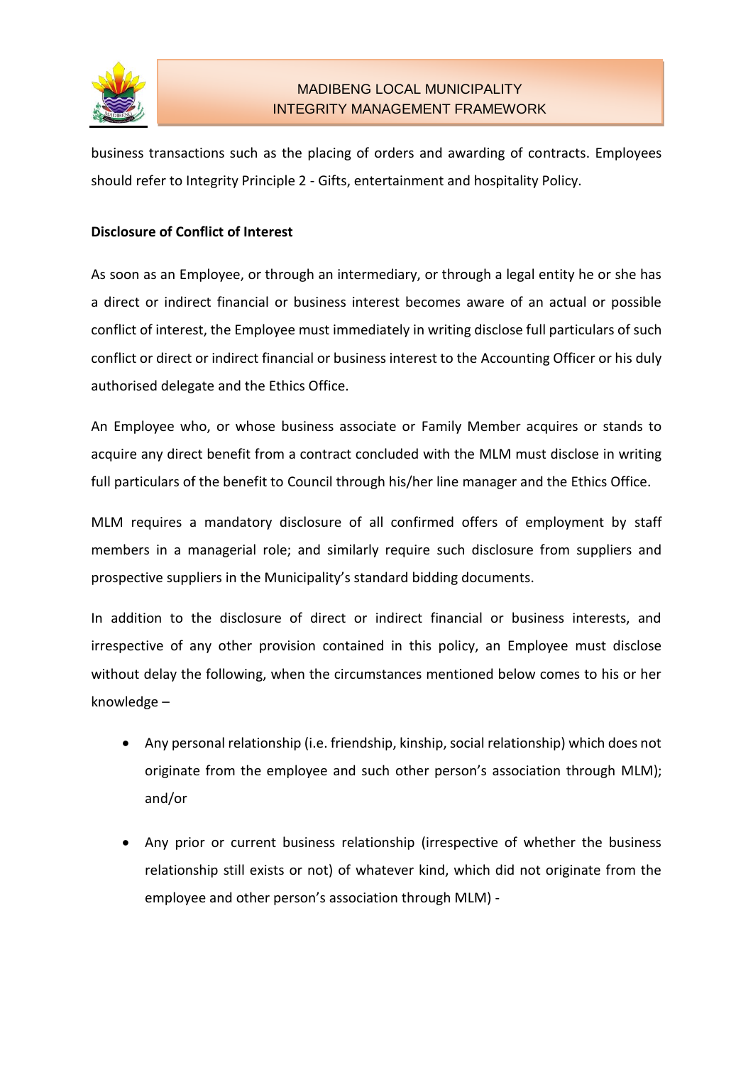business transactions such as the placing of orders and awarding of contracts. Employees should refer to Integrity Principle 2 - Gifts, entertainment and hospitality Policy.

**Disclosure of Conflict of Interest**

As soon as an Employee, or through an intermediary, or through a legal entity he or she has a direct or indirect financial or business interest becomes aware of an actual or possible conflict of interest, the Employee must immediately in writing disclose full particulars of such conflict or direct or indirect financial or business interest to the Accounting Officer or his duly authorised delegate and the Ethics Office.

An Employee who, or whose business associate or Family Member acquires or stands to acquire any direct benefit from a contract concluded with the MLM must disclose in writing full particulars of the benefit to Council through his/her line manager and the Ethics Office.

MLM requires a mandatory disclosure of all confirmed offers of employment by staff members in a managerial role; and similarly require such disclosure from suppliers and prospective suppliers in the Municipality's standard bidding documents.

In addition to the disclosure of direct or indirect financial or business interests, and irrespective of any other provision contained in this policy, an Employee must disclose without delay the following, when the circumstances mentioned below comes to his or her knowledge –

- Any personal relationship (i.e. friendship, kinship, social relationship) which does not originate from the employee and such other person's association through MLM); and/or
- Any prior or current business relationship (irrespective of whether the business relationship still exists or not) of whatever kind, which did not originate from the employee and other person's association through MLM) -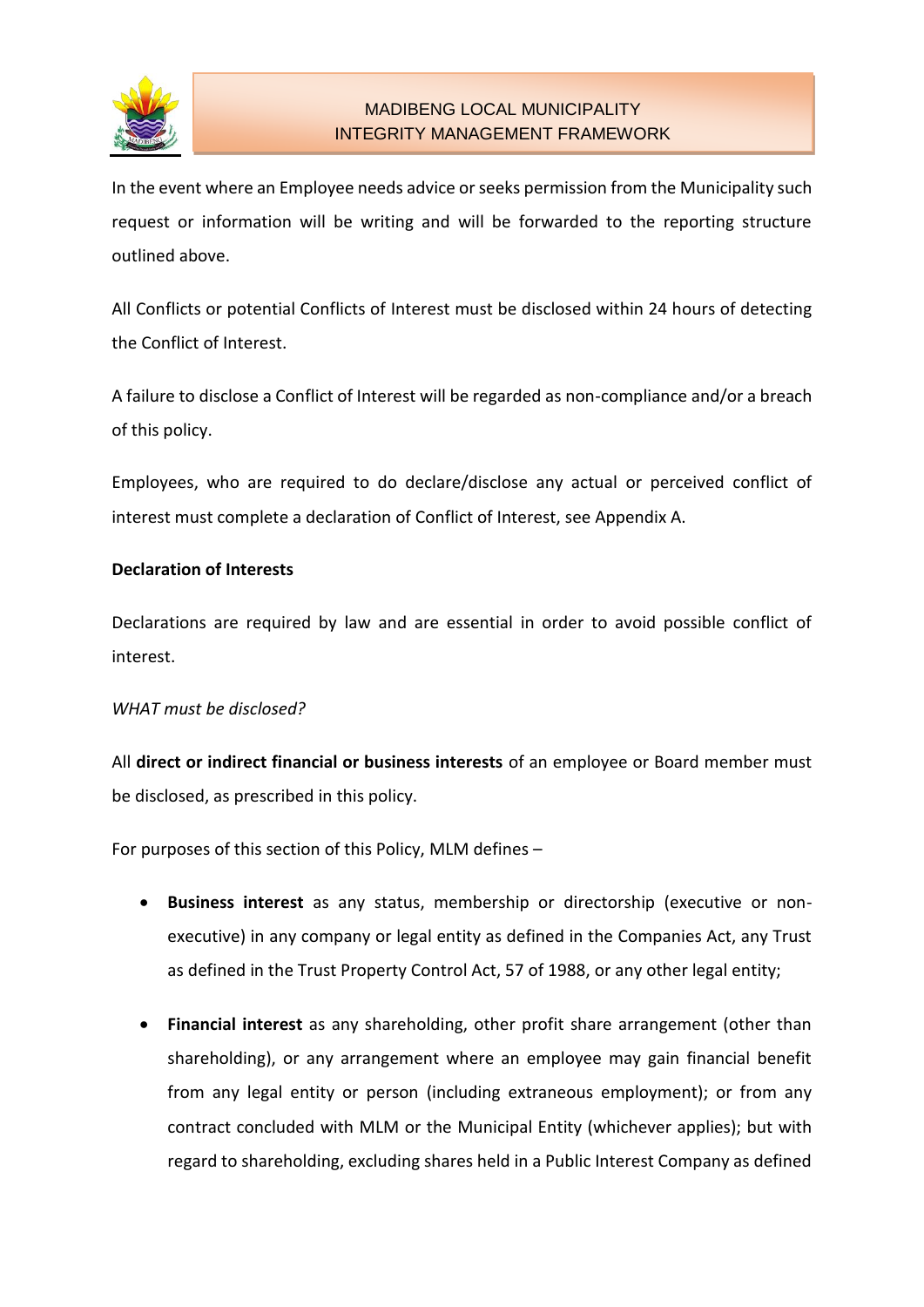In the event where an Employee needs advice or seeks permission from the Municipality such request or information will be writing and will be forwarded to the reporting structure outlined above.

All Conflicts or potential Conflicts of Interest must be disclosed within 24 hours of detecting the Conflict of Interest.

A failure to disclose a Conflict of Interest will be regarded as non-compliance and/or a breach of this policy.

Employees, who are required to do declare/disclose any actual or perceived conflict of interest must complete a declaration of Conflict of Interest, see Appendix A.

**Declaration of Interests**

Declarations are required by law and are essential in order to avoid possible conflict of interest.

*WHAT must be disclosed?*

All **direct or indirect financial or business interests** of an employee or Board member must be disclosed, as prescribed in this policy.

For purposes of this section of this Policy, MLM defines –

- **Business interest** as any status, membership or directorship (executive or non-executive) in any company or legal entity as defined in the Companies Act, any Trust as defined in the Trust Property Control Act, 57 of 1988, or any other legal entity;
- **Financial interest** as any shareholding, other profit share arrangement (other than shareholding), or any arrangement where an employee may gain financial benefit from any legal entity or person (including extraneous employment); or from any contract concluded with MLM or the Municipal Entity (whichever applies); but with regard to shareholding, excluding shares held in a Public Interest Company as defined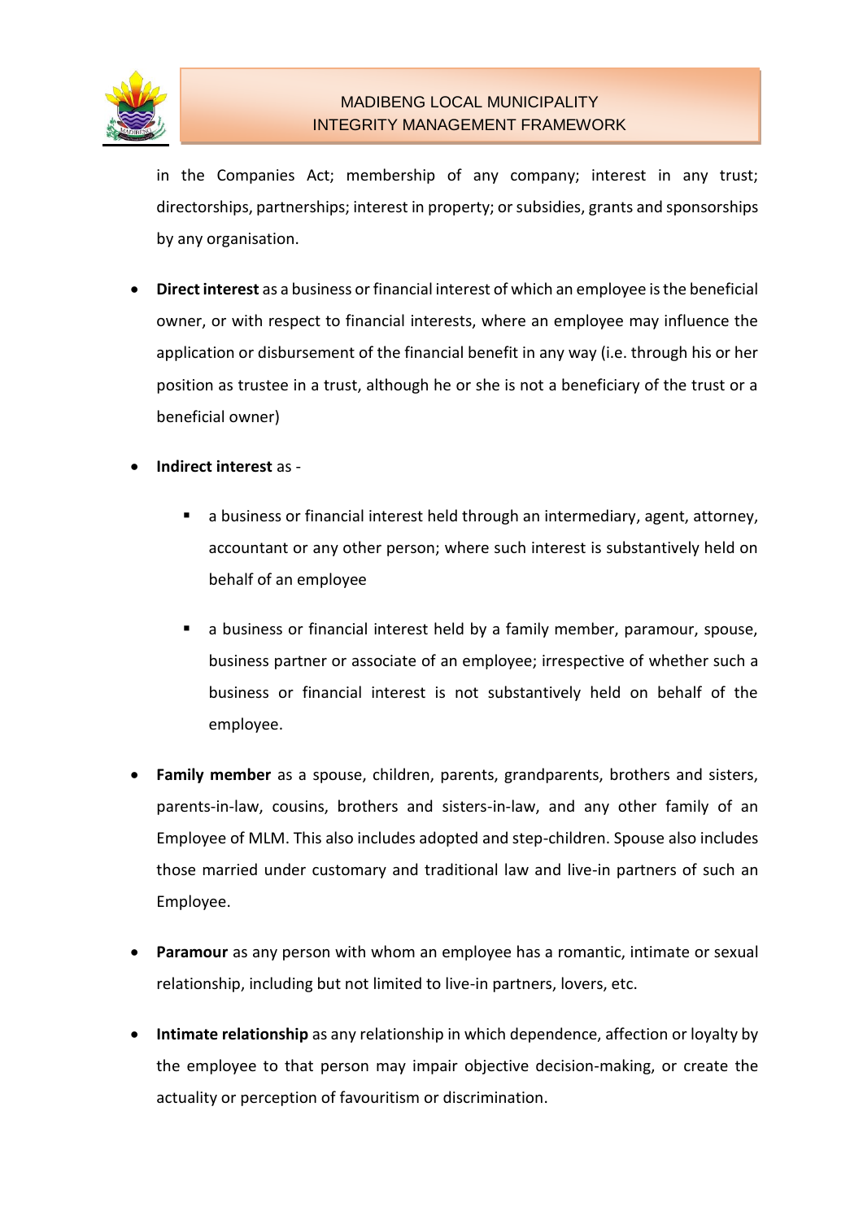in the Companies Act; membership of any company; interest in any trust; directorships, partnerships; interest in property; or subsidies, grants and sponsorships by any organisation.

- **Direct interest** as a business or financial interest of which an employee is the beneficial owner, or with respect to financial interests, where an employee may influence the application or disbursement of the financial benefit in any way (i.e. through his or her position as trustee in a trust, although he or she is not a beneficiary of the trust or a beneficial owner)

- **Indirect interest** as -

  - a business or financial interest held through an intermediary, agent, attorney, accountant or any other person; where such interest is substantively held on behalf of an employee

  - a business or financial interest held by a family member, paramour, spouse, business partner or associate of an employee; irrespective of whether such a business or financial interest is not substantively held on behalf of the employee.

- **Family member** as a spouse, children, parents, grandparents, brothers and sisters, parents-in-law, cousins, brothers and sisters-in-law, and any other family of an Employee of MLM. This also includes adopted and step-children. Spouse also includes those married under customary and traditional law and live-in partners of such an Employee.

- **Paramour** as any person with whom an employee has a romantic, intimate or sexual relationship, including but not limited to live-in partners, lovers, etc.

- **Intimate relationship** as any relationship in which dependence, affection or loyalty by the employee to that person may impair objective decision-making, or create the actuality or perception of favouritism or discrimination.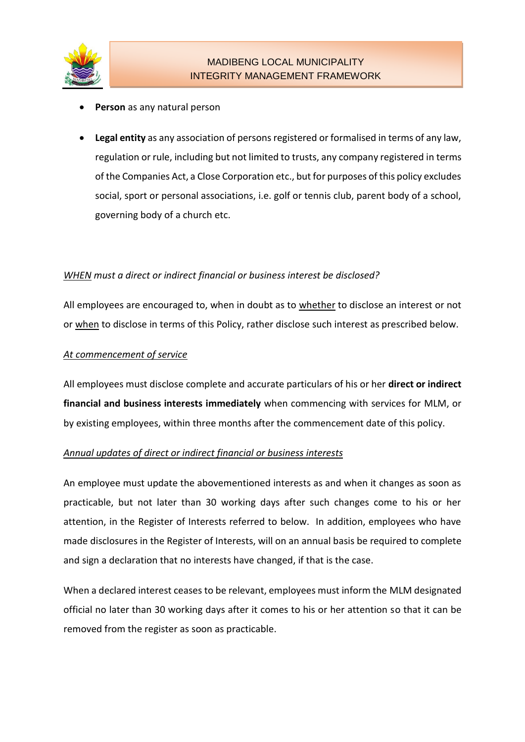- **Person** as any natural person

- **Legal entity** as any association of persons registered or formalised in terms of any law, regulation or rule, including but not limited to trusts, any company registered in terms of the Companies Act, a Close Corporation etc., but for purposes of this policy excludes social, sport or personal associations, i.e. golf or tennis club, parent body of a school, governing body of a church etc.

*WHEN must a direct or indirect financial or business interest be disclosed?*

All employees are encouraged to, when in doubt as to whether to disclose an interest or not or when to disclose in terms of this Policy, rather disclose such interest as prescribed below.

*At commencement of service*

All employees must disclose complete and accurate particulars of his or her **direct or indirect financial and business interests immediately** when commencing with services for MLM, or by existing employees, within three months after the commencement date of this policy.

*Annual updates of direct or indirect financial or business interests*

An employee must update the abovementioned interests as and when it changes as soon as practicable, but not later than 30 working days after such changes come to his or her attention, in the Register of Interests referred to below. In addition, employees who have made disclosures in the Register of Interests, will on an annual basis be required to complete and sign a declaration that no interests have changed, if that is the case.

When a declared interest ceases to be relevant, employees must inform the MLM designated official no later than 30 working days after it comes to his or her attention so that it can be removed from the register as soon as practicable.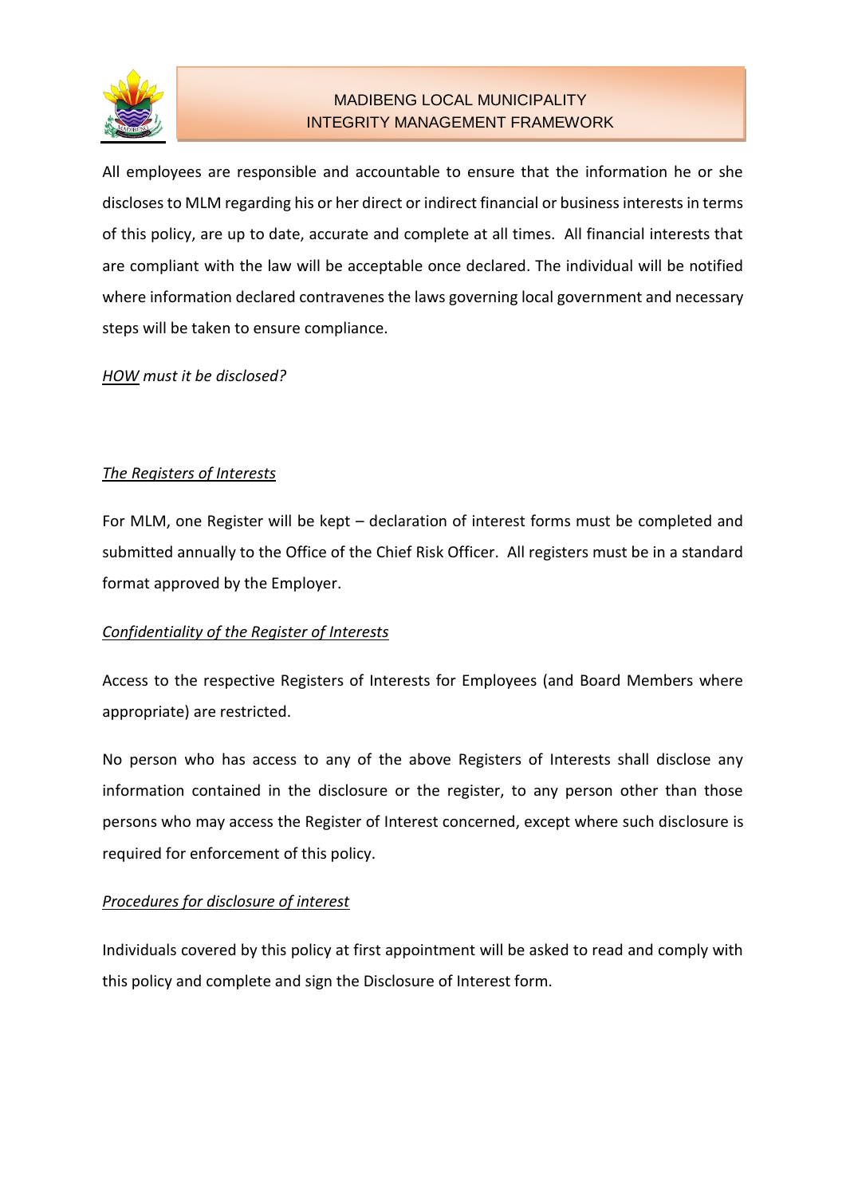All employees are responsible and accountable to ensure that the information he or she discloses to MLM regarding his or her direct or indirect financial or business interests in terms of this policy, are up to date, accurate and complete at all times. All financial interests that are compliant with the law will be acceptable once declared. The individual will be notified where information declared contravenes the laws governing local government and necessary steps will be taken to ensure compliance.

*HOW must it be disclosed?*

*The Registers of Interests*

For MLM, one Register will be kept – declaration of interest forms must be completed and submitted annually to the Office of the Chief Risk Officer. All registers must be in a standard format approved by the Employer.

*Confidentiality of the Register of Interests*

Access to the respective Registers of Interests for Employees (and Board Members where appropriate) are restricted.

No person who has access to any of the above Registers of Interests shall disclose any information contained in the disclosure or the register, to any person other than those persons who may access the Register of Interest concerned, except where such disclosure is required for enforcement of this policy.

*Procedures for disclosure of interest*

Individuals covered by this policy at first appointment will be asked to read and comply with this policy and complete and sign the Disclosure of Interest form.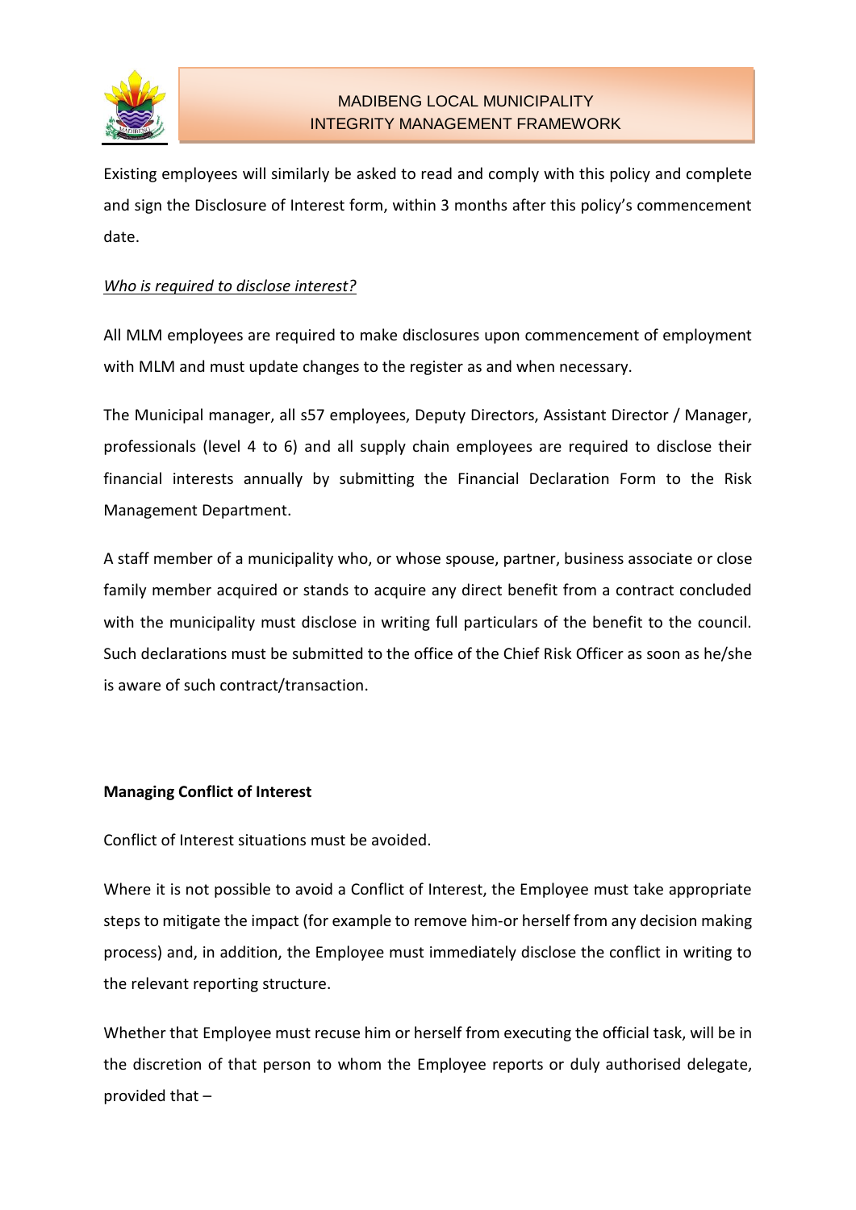Existing employees will similarly be asked to read and comply with this policy and complete and sign the Disclosure of Interest form, within 3 months after this policy's commencement date.

*Who is required to disclose interest?*

All MLM employees are required to make disclosures upon commencement of employment with MLM and must update changes to the register as and when necessary.

The Municipal manager, all s57 employees, Deputy Directors, Assistant Director / Manager, professionals (level 4 to 6) and all supply chain employees are required to disclose their financial interests annually by submitting the Financial Declaration Form to the Risk Management Department.

A staff member of a municipality who, or whose spouse, partner, business associate or close family member acquired or stands to acquire any direct benefit from a contract concluded with the municipality must disclose in writing full particulars of the benefit to the council. Such declarations must be submitted to the office of the Chief Risk Officer as soon as he/she is aware of such contract/transaction.

**Managing Conflict of Interest**

Conflict of Interest situations must be avoided.

Where it is not possible to avoid a Conflict of Interest, the Employee must take appropriate steps to mitigate the impact (for example to remove him-or herself from any decision making process) and, in addition, the Employee must immediately disclose the conflict in writing to the relevant reporting structure.

Whether that Employee must recuse him or herself from executing the official task, will be in the discretion of that person to whom the Employee reports or duly authorised delegate, provided that –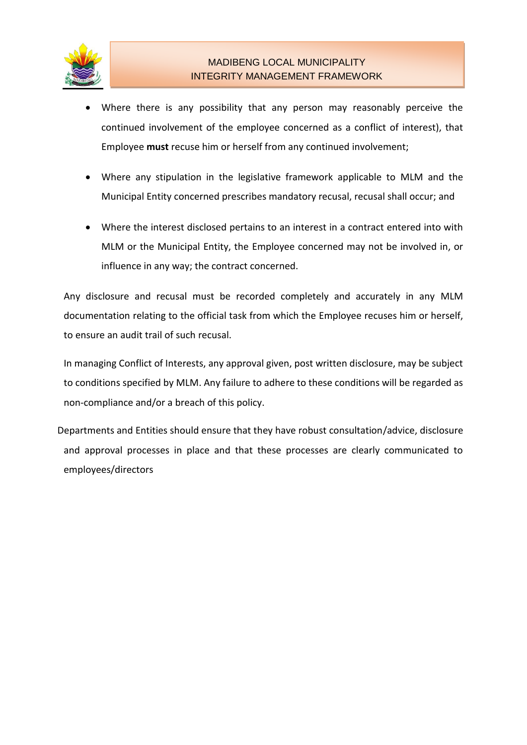- Where there is any possibility that any person may reasonably perceive the continued involvement of the employee concerned as a conflict of interest), that Employee **must** recuse him or herself from any continued involvement;
- Where any stipulation in the legislative framework applicable to MLM and the Municipal Entity concerned prescribes mandatory recusal, recusal shall occur; and
- Where the interest disclosed pertains to an interest in a contract entered into with MLM or the Municipal Entity, the Employee concerned may not be involved in, or influence in any way; the contract concerned.

Any disclosure and recusal must be recorded completely and accurately in any MLM documentation relating to the official task from which the Employee recuses him or herself, to ensure an audit trail of such recusal.

In managing Conflict of Interests, any approval given, post written disclosure, may be subject to conditions specified by MLM. Any failure to adhere to these conditions will be regarded as non-compliance and/or a breach of this policy.

Departments and Entities should ensure that they have robust consultation/advice, disclosure and approval processes in place and that these processes are clearly communicated to employees/directors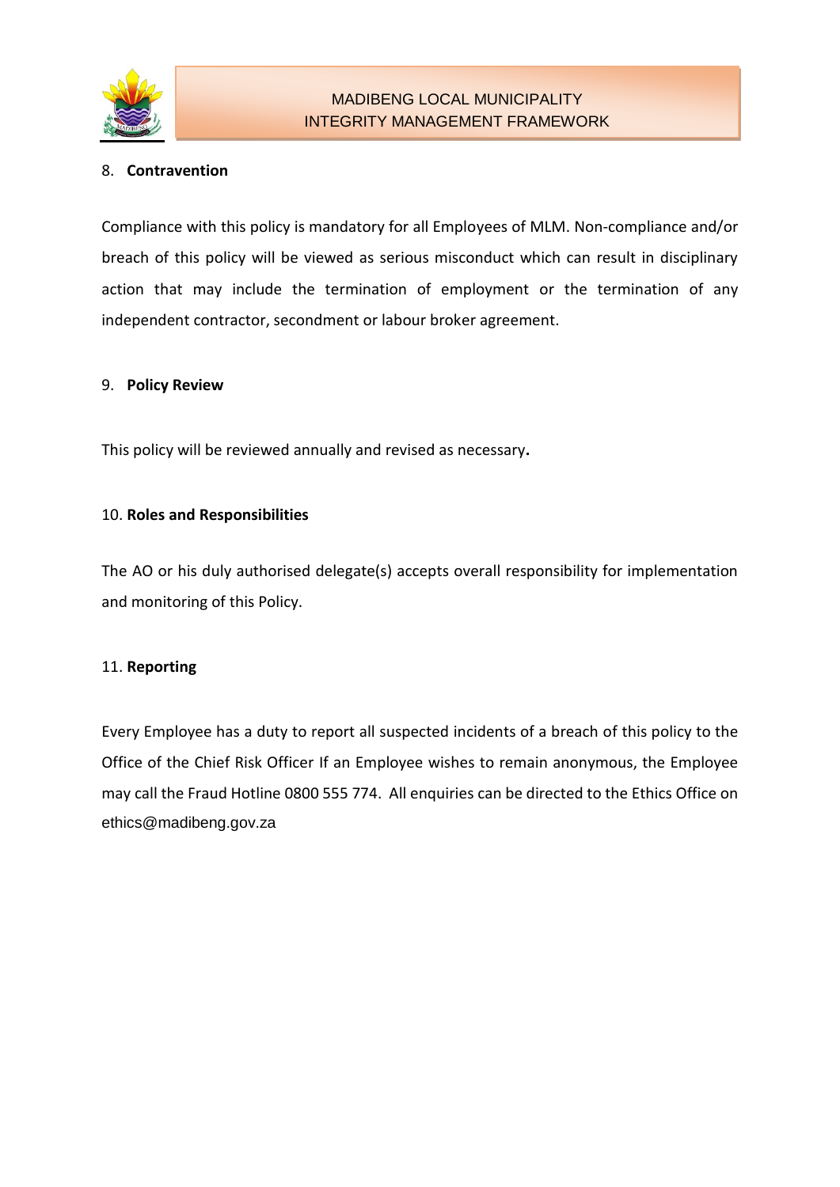## 8. **Contravention**

Compliance with this policy is mandatory for all Employees of MLM. Non-compliance and/or breach of this policy will be viewed as serious misconduct which can result in disciplinary action that may include the termination of employment or the termination of any independent contractor, secondment or labour broker agreement.

## 9. **Policy Review**

This policy will be reviewed annually and revised as necessary**.**

## 10. **Roles and Responsibilities**

The AO or his duly authorised delegate(s) accepts overall responsibility for implementation and monitoring of this Policy.

## 11. **Reporting**

Every Employee has a duty to report all suspected incidents of a breach of this policy to the Office of the Chief Risk Officer If an Employee wishes to remain anonymous, the Employee may call the Fraud Hotline 0800 555 774. All enquiries can be directed to the Ethics Office on ethics@madibeng.gov.za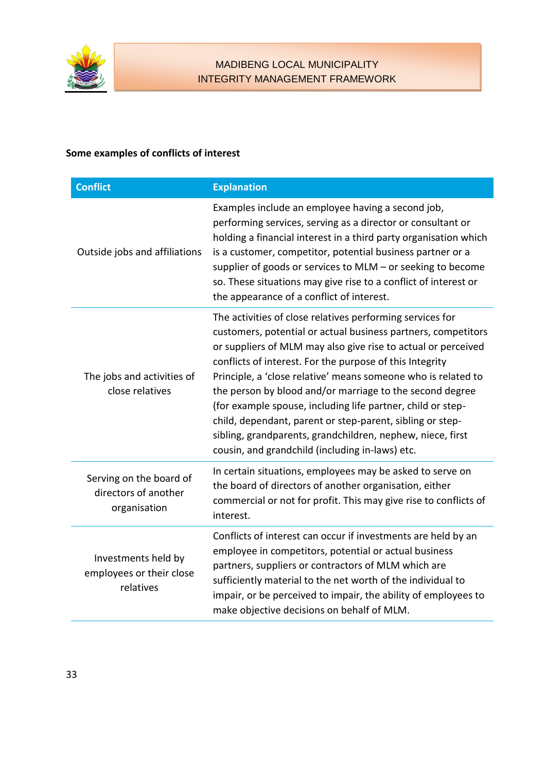**Some examples of conflicts of interest**

| Conflict | Explanation |
| --- | --- |
| Outside jobs and affiliations | Examples include an employee having a second job, performing services, serving as a director or consultant or holding a financial interest in a third party organisation which is a customer, competitor, potential business partner or a supplier of goods or services to MLM – or seeking to become so. These situations may give rise to a conflict of interest or the appearance of a conflict of interest. |
| The jobs and activities of close relatives | The activities of close relatives performing services for customers, potential or actual business partners, competitors or suppliers of MLM may also give rise to actual or perceived conflicts of interest. For the purpose of this Integrity Principle, a 'close relative' means someone who is related to the person by blood and/or marriage to the second degree (for example spouse, including life partner, child or step-child, dependant, parent or step-parent, sibling or step-sibling, grandparents, grandchildren, nephew, niece, first cousin, and grandchild (including in-laws) etc. |
| Serving on the board of directors of another organisation | In certain situations, employees may be asked to serve on the board of directors of another organisation, either commercial or not for profit. This may give rise to conflicts of interest. |
| Investments held by employees or their close relatives | Conflicts of interest can occur if investments are held by an employee in competitors, potential or actual business partners, suppliers or contractors of MLM which are sufficiently material to the net worth of the individual to impair, or be perceived to impair, the ability of employees to make objective decisions on behalf of MLM. |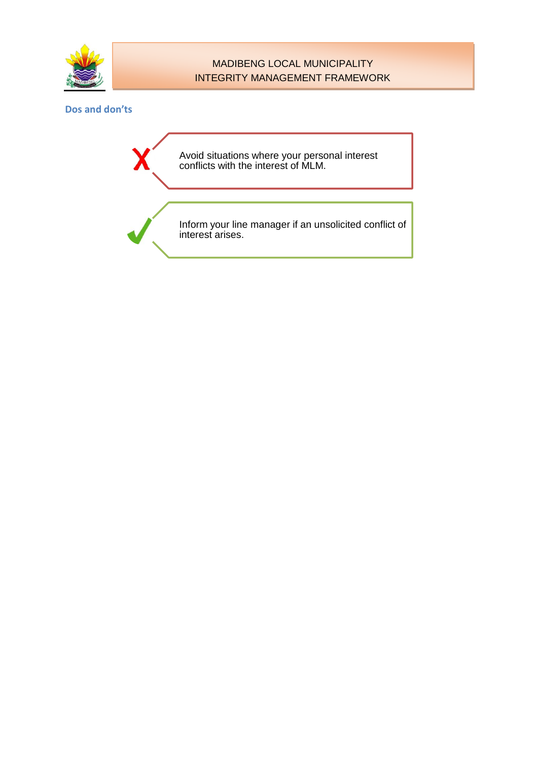## Dos and don'ts

- ✗ Avoid situations where your personal interest conflicts with the interest of MLM.
- ✓ Inform your line manager if an unsolicited conflict of interest arises.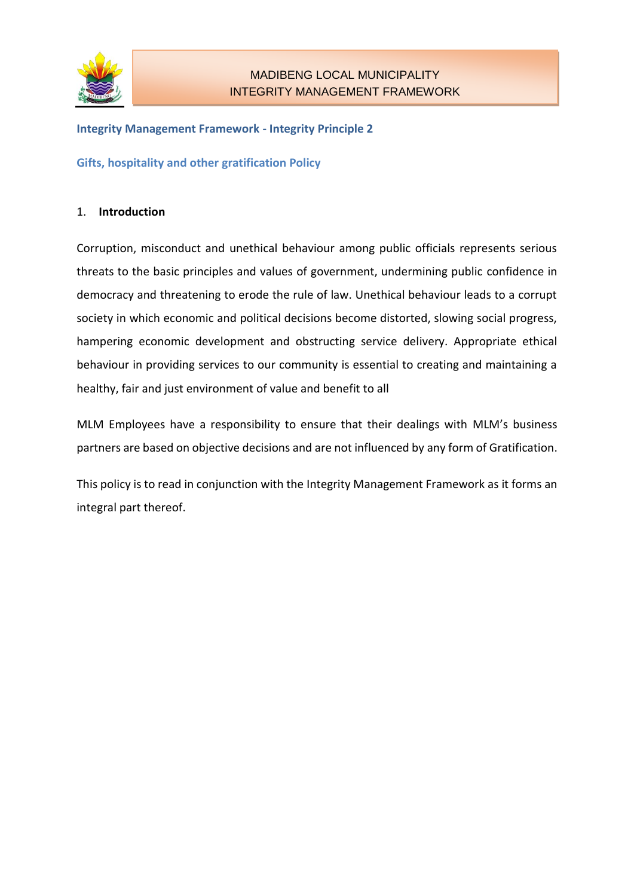## Integrity Management Framework - Integrity Principle 2

### Gifts, hospitality and other gratification Policy

1. **Introduction**

Corruption, misconduct and unethical behaviour among public officials represents serious threats to the basic principles and values of government, undermining public confidence in democracy and threatening to erode the rule of law. Unethical behaviour leads to a corrupt society in which economic and political decisions become distorted, slowing social progress, hampering economic development and obstructing service delivery. Appropriate ethical behaviour in providing services to our community is essential to creating and maintaining a healthy, fair and just environment of value and benefit to all

MLM Employees have a responsibility to ensure that their dealings with MLM's business partners are based on objective decisions and are not influenced by any form of Gratification.

This policy is to read in conjunction with the Integrity Management Framework as it forms an integral part thereof.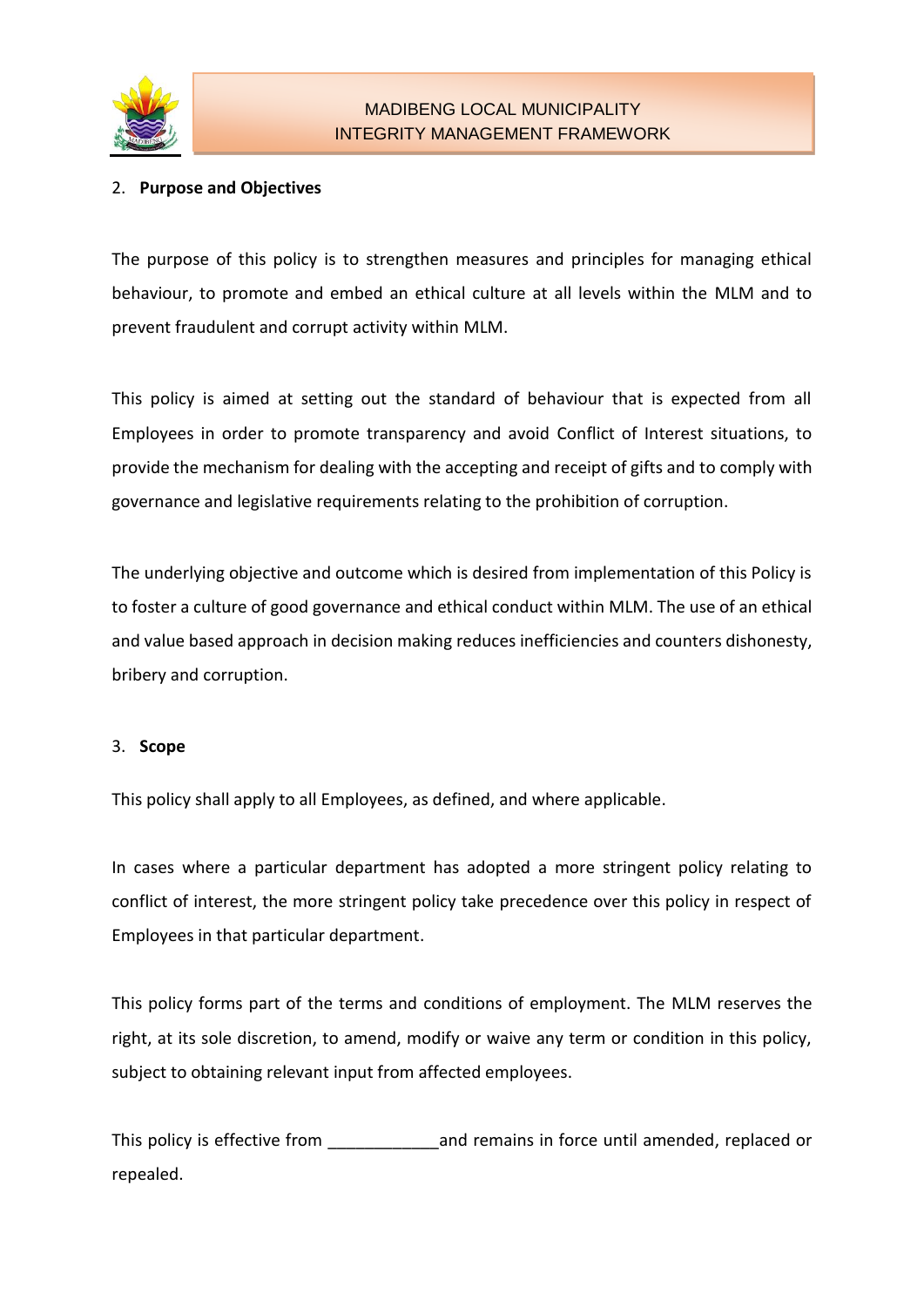## 2. Purpose and Objectives

The purpose of this policy is to strengthen measures and principles for managing ethical behaviour, to promote and embed an ethical culture at all levels within the MLM and to prevent fraudulent and corrupt activity within MLM.

This policy is aimed at setting out the standard of behaviour that is expected from all Employees in order to promote transparency and avoid Conflict of Interest situations, to provide the mechanism for dealing with the accepting and receipt of gifts and to comply with governance and legislative requirements relating to the prohibition of corruption.

The underlying objective and outcome which is desired from implementation of this Policy is to foster a culture of good governance and ethical conduct within MLM. The use of an ethical and value based approach in decision making reduces inefficiencies and counters dishonesty, bribery and corruption.

## 3. Scope

This policy shall apply to all Employees, as defined, and where applicable.

In cases where a particular department has adopted a more stringent policy relating to conflict of interest, the more stringent policy take precedence over this policy in respect of Employees in that particular department.

This policy forms part of the terms and conditions of employment. The MLM reserves the right, at its sole discretion, to amend, modify or waive any term or condition in this policy, subject to obtaining relevant input from affected employees.

This policy is effective from ____________and remains in force until amended, replaced or repealed.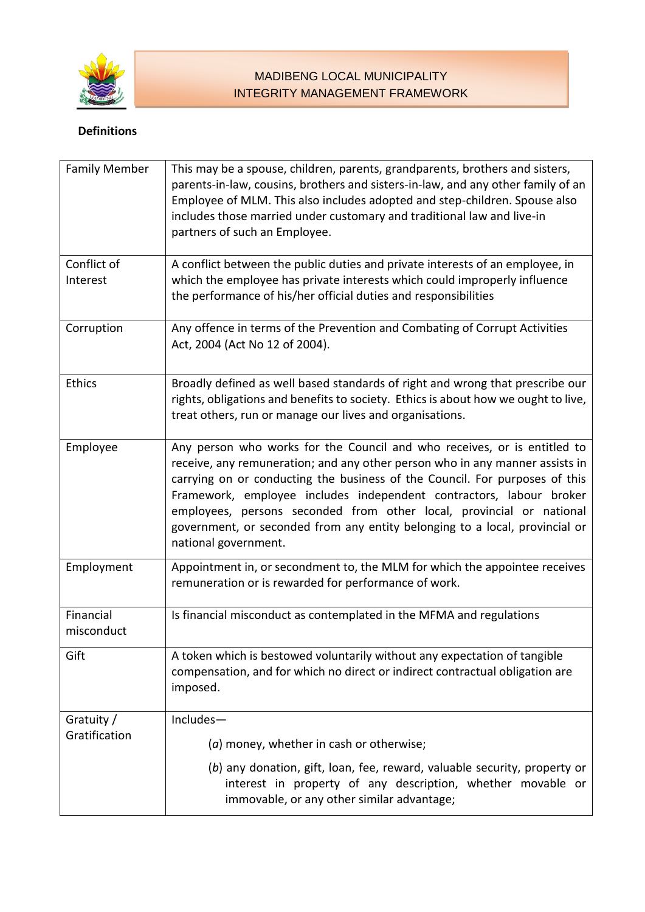**Definitions**

| Term | Definition |
|---|---|
| Family Member | This may be a spouse, children, parents, grandparents, brothers and sisters, parents-in-law, cousins, brothers and sisters-in-law, and any other family of an Employee of MLM. This also includes adopted and step-children. Spouse also includes those married under customary and traditional law and live-in partners of such an Employee. |
| Conflict of Interest | A conflict between the public duties and private interests of an employee, in which the employee has private interests which could improperly influence the performance of his/her official duties and responsibilities |
| Corruption | Any offence in terms of the Prevention and Combating of Corrupt Activities Act, 2004 (Act No 12 of 2004). |
| Ethics | Broadly defined as well based standards of right and wrong that prescribe our rights, obligations and benefits to society. Ethics is about how we ought to live, treat others, run or manage our lives and organisations. |
| Employee | Any person who works for the Council and who receives, or is entitled to receive, any remuneration; and any other person who in any manner assists in carrying on or conducting the business of the Council. For purposes of this Framework, employee includes independent contractors, labour broker employees, persons seconded from other local, provincial or national government, or seconded from any entity belonging to a local, provincial or national government. |
| Employment | Appointment in, or secondment to, the MLM for which the appointee receives remuneration or is rewarded for performance of work. |
| Financial misconduct | Is financial misconduct as contemplated in the MFMA and regulations |
| Gift | A token which is bestowed voluntarily without any expectation of tangible compensation, and for which no direct or indirect contractual obligation are imposed. |
| Gratuity / Gratification | Includes— (*a*) money, whether in cash or otherwise; (*b*) any donation, gift, loan, fee, reward, valuable security, property or interest in property of any description, whether movable or immovable, or any other similar advantage; |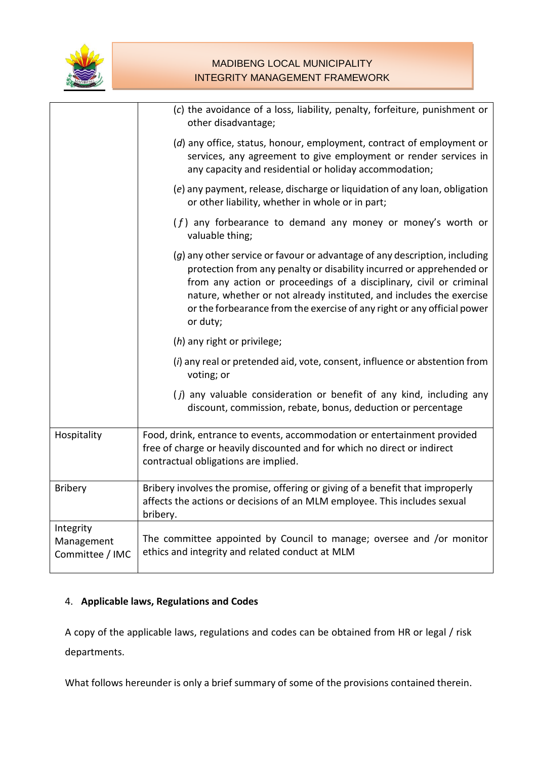| | |
|---|---|
| | (*c*) the avoidance of a loss, liability, penalty, forfeiture, punishment or other disadvantage;<br><br>(*d*) any office, status, honour, employment, contract of employment or services, any agreement to give employment or render services in any capacity and residential or holiday accommodation;<br><br>(*e*) any payment, release, discharge or liquidation of any loan, obligation or other liability, whether in whole or in part;<br><br>(*f*) any forbearance to demand any money or money's worth or valuable thing;<br><br>(*g*) any other service or favour or advantage of any description, including protection from any penalty or disability incurred or apprehended or from any action or proceedings of a disciplinary, civil or criminal nature, whether or not already instituted, and includes the exercise or the forbearance from the exercise of any right or any official power or duty;<br><br>(*h*) any right or privilege;<br><br>(*i*) any real or pretended aid, vote, consent, influence or abstention from voting; or<br><br>(*j*) any valuable consideration or benefit of any kind, including any discount, commission, rebate, bonus, deduction or percentage |
| Hospitality | Food, drink, entrance to events, accommodation or entertainment provided free of charge or heavily discounted and for which no direct or indirect contractual obligations are implied. |
| Bribery | Bribery involves the promise, offering or giving of a benefit that improperly affects the actions or decisions of an MLM employee. This includes sexual bribery. |
| Integrity Management Committee / IMC | The committee appointed by Council to manage; oversee and /or monitor ethics and integrity and related conduct at MLM |

4. **Applicable laws, Regulations and Codes**

A copy of the applicable laws, regulations and codes can be obtained from HR or legal / risk departments.

What follows hereunder is only a brief summary of some of the provisions contained therein.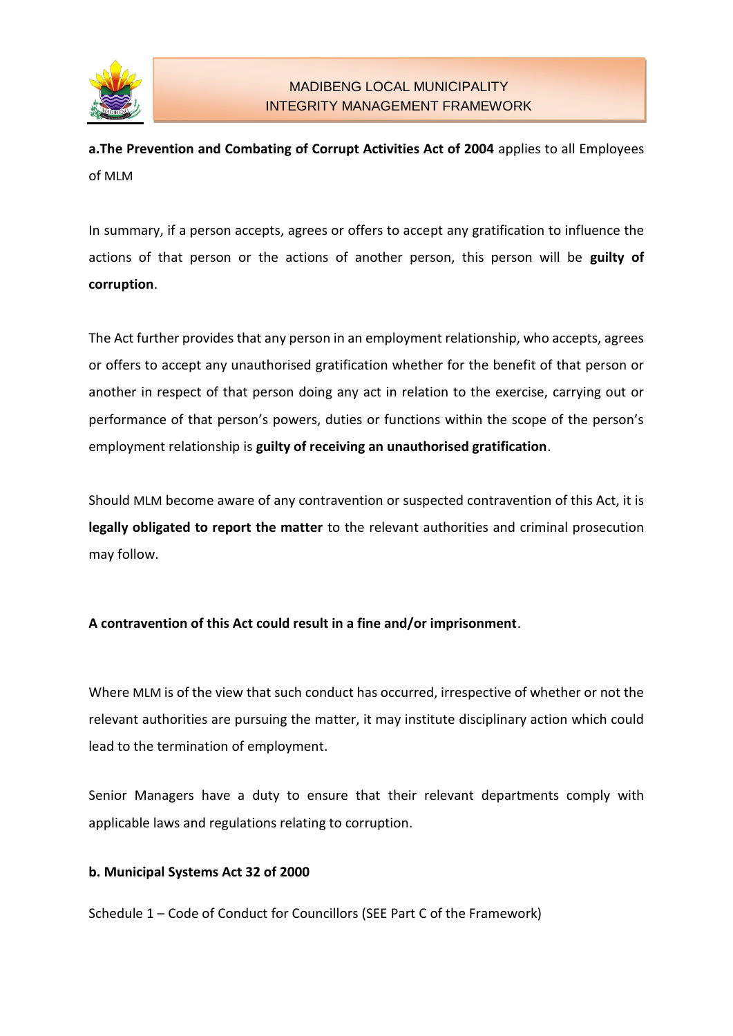**a.The Prevention and Combating of Corrupt Activities Act of 2004** applies to all Employees of MLM

In summary, if a person accepts, agrees or offers to accept any gratification to influence the actions of that person or the actions of another person, this person will be **guilty of corruption**.

The Act further provides that any person in an employment relationship, who accepts, agrees or offers to accept any unauthorised gratification whether for the benefit of that person or another in respect of that person doing any act in relation to the exercise, carrying out or performance of that person's powers, duties or functions within the scope of the person's employment relationship is **guilty of receiving an unauthorised gratification**.

Should MLM become aware of any contravention or suspected contravention of this Act, it is **legally obligated to report the matter** to the relevant authorities and criminal prosecution may follow.

**A contravention of this Act could result in a fine and/or imprisonment**.

Where MLM is of the view that such conduct has occurred, irrespective of whether or not the relevant authorities are pursuing the matter, it may institute disciplinary action which could lead to the termination of employment.

Senior Managers have a duty to ensure that their relevant departments comply with applicable laws and regulations relating to corruption.

**b. Municipal Systems Act 32 of 2000**

Schedule 1 – Code of Conduct for Councillors (SEE Part C of the Framework)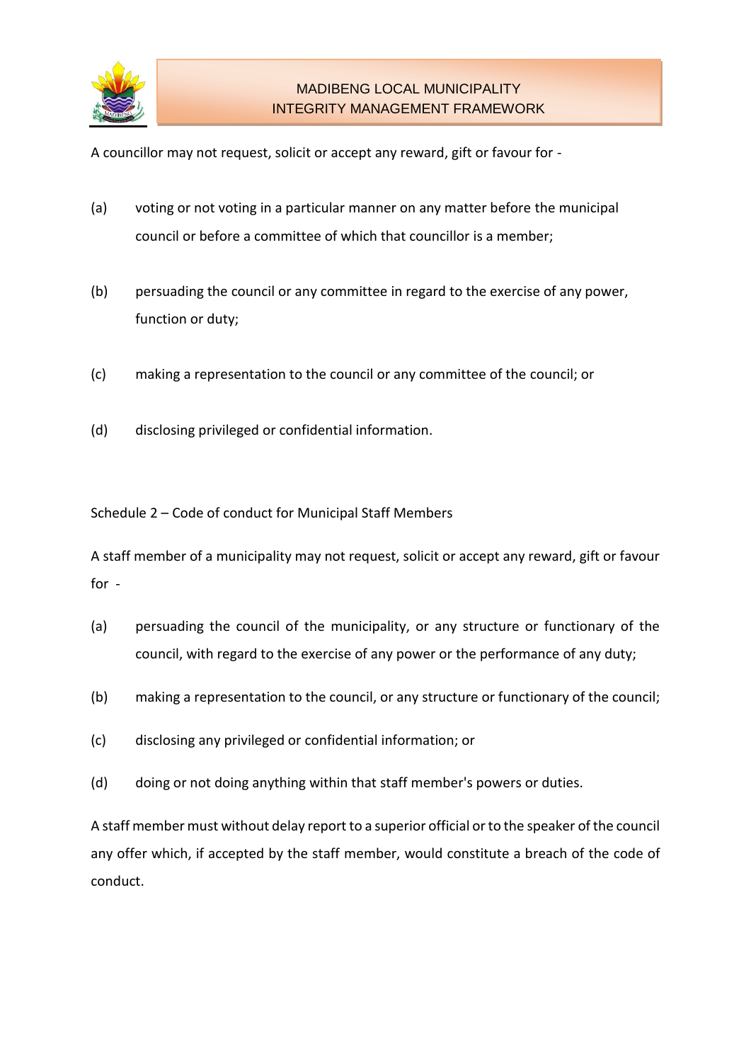A councillor may not request, solicit or accept any reward, gift or favour for -

(a) voting or not voting in a particular manner on any matter before the municipal council or before a committee of which that councillor is a member;

(b) persuading the council or any committee in regard to the exercise of any power, function or duty;

(c) making a representation to the council or any committee of the council; or

(d) disclosing privileged or confidential information.

Schedule 2 – Code of conduct for Municipal Staff Members

A staff member of a municipality may not request, solicit or accept any reward, gift or favour for -

(a) persuading the council of the municipality, or any structure or functionary of the council, with regard to the exercise of any power or the performance of any duty;

(b) making a representation to the council, or any structure or functionary of the council;

(c) disclosing any privileged or confidential information; or

(d) doing or not doing anything within that staff member's powers or duties.

A staff member must without delay report to a superior official or to the speaker of the council any offer which, if accepted by the staff member, would constitute a breach of the code of conduct.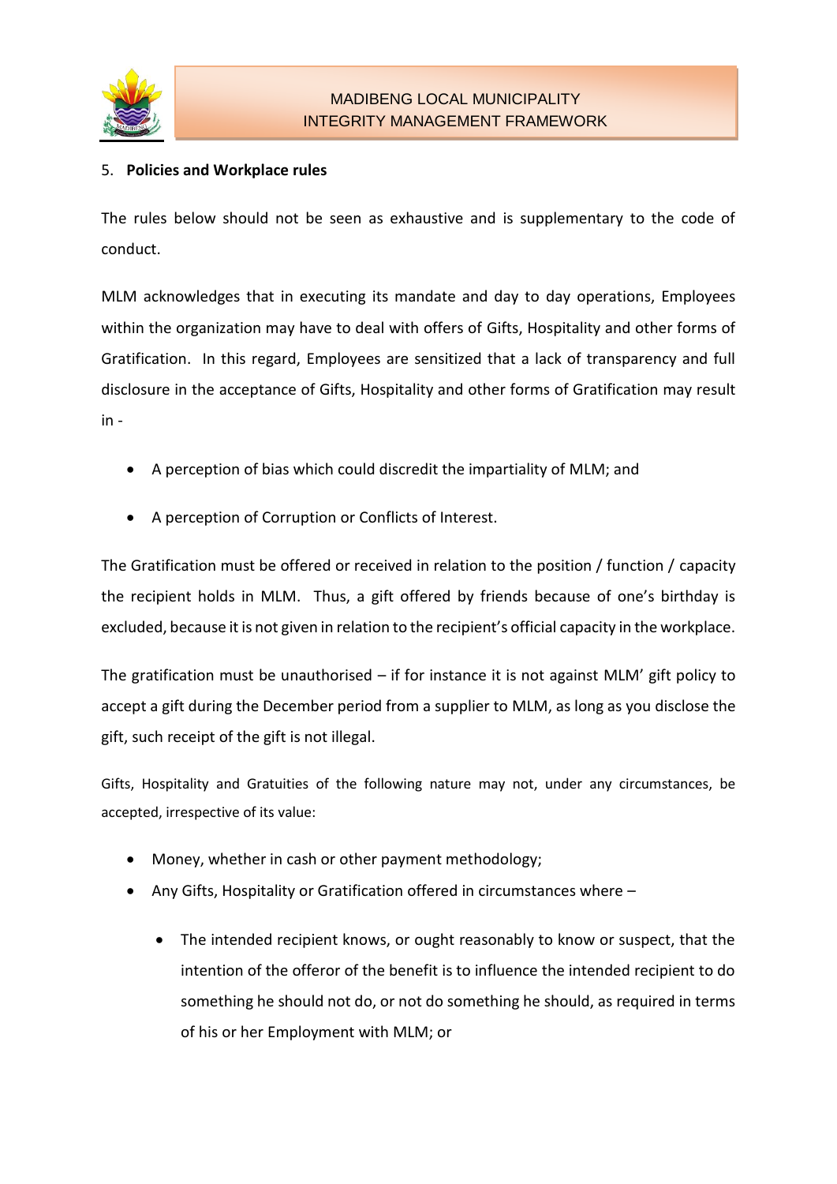## 5. **Policies and Workplace rules**

The rules below should not be seen as exhaustive and is supplementary to the code of conduct.

MLM acknowledges that in executing its mandate and day to day operations, Employees within the organization may have to deal with offers of Gifts, Hospitality and other forms of Gratification. In this regard, Employees are sensitized that a lack of transparency and full disclosure in the acceptance of Gifts, Hospitality and other forms of Gratification may result in -

- A perception of bias which could discredit the impartiality of MLM; and
- A perception of Corruption or Conflicts of Interest.

The Gratification must be offered or received in relation to the position / function / capacity the recipient holds in MLM. Thus, a gift offered by friends because of one's birthday is excluded, because it is not given in relation to the recipient's official capacity in the workplace.

The gratification must be unauthorised – if for instance it is not against MLM' gift policy to accept a gift during the December period from a supplier to MLM, as long as you disclose the gift, such receipt of the gift is not illegal.

Gifts, Hospitality and Gratuities of the following nature may not, under any circumstances, be accepted, irrespective of its value:

- Money, whether in cash or other payment methodology;
- Any Gifts, Hospitality or Gratification offered in circumstances where –
  - The intended recipient knows, or ought reasonably to know or suspect, that the intention of the offeror of the benefit is to influence the intended recipient to do something he should not do, or not do something he should, as required in terms of his or her Employment with MLM; or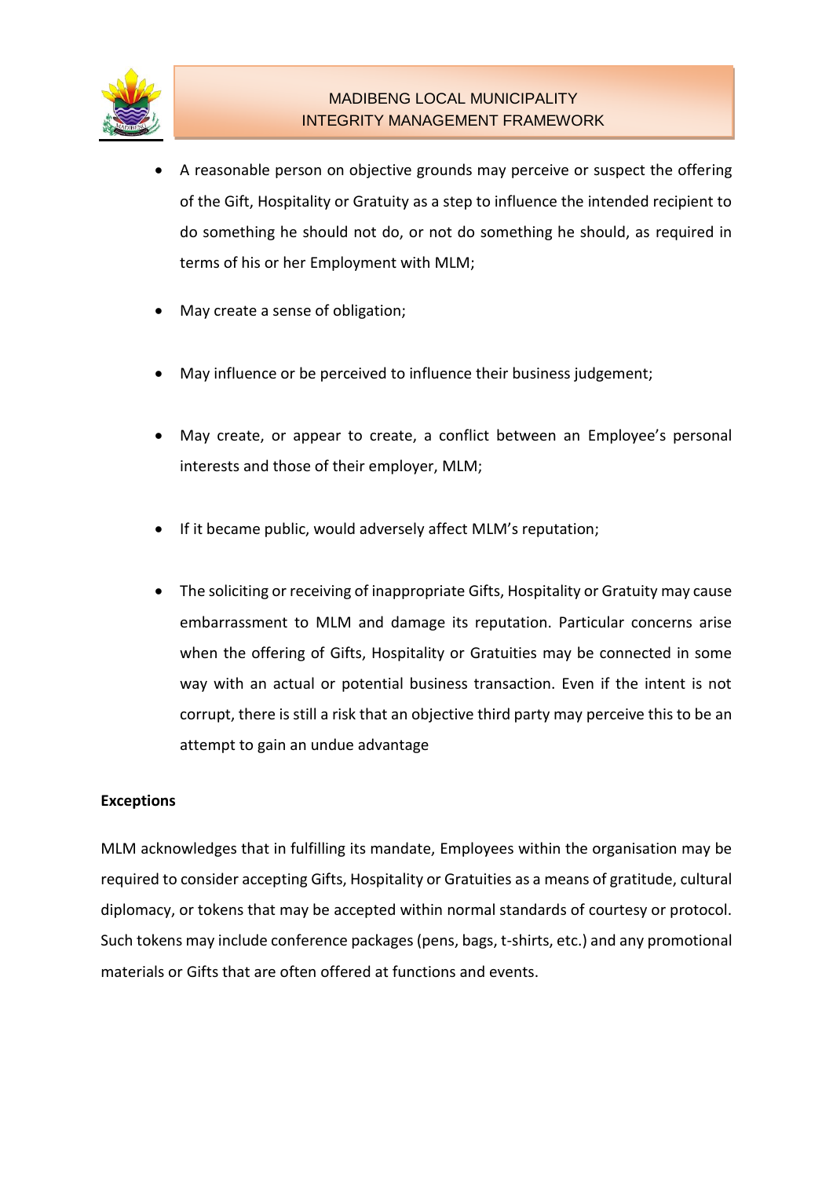- A reasonable person on objective grounds may perceive or suspect the offering of the Gift, Hospitality or Gratuity as a step to influence the intended recipient to do something he should not do, or not do something he should, as required in terms of his or her Employment with MLM;

- May create a sense of obligation;

- May influence or be perceived to influence their business judgement;

- May create, or appear to create, a conflict between an Employee's personal interests and those of their employer, MLM;

- If it became public, would adversely affect MLM's reputation;

- The soliciting or receiving of inappropriate Gifts, Hospitality or Gratuity may cause embarrassment to MLM and damage its reputation. Particular concerns arise when the offering of Gifts, Hospitality or Gratuities may be connected in some way with an actual or potential business transaction. Even if the intent is not corrupt, there is still a risk that an objective third party may perceive this to be an attempt to gain an undue advantage

**Exceptions**

MLM acknowledges that in fulfilling its mandate, Employees within the organisation may be required to consider accepting Gifts, Hospitality or Gratuities as a means of gratitude, cultural diplomacy, or tokens that may be accepted within normal standards of courtesy or protocol. Such tokens may include conference packages (pens, bags, t-shirts, etc.) and any promotional materials or Gifts that are often offered at functions and events.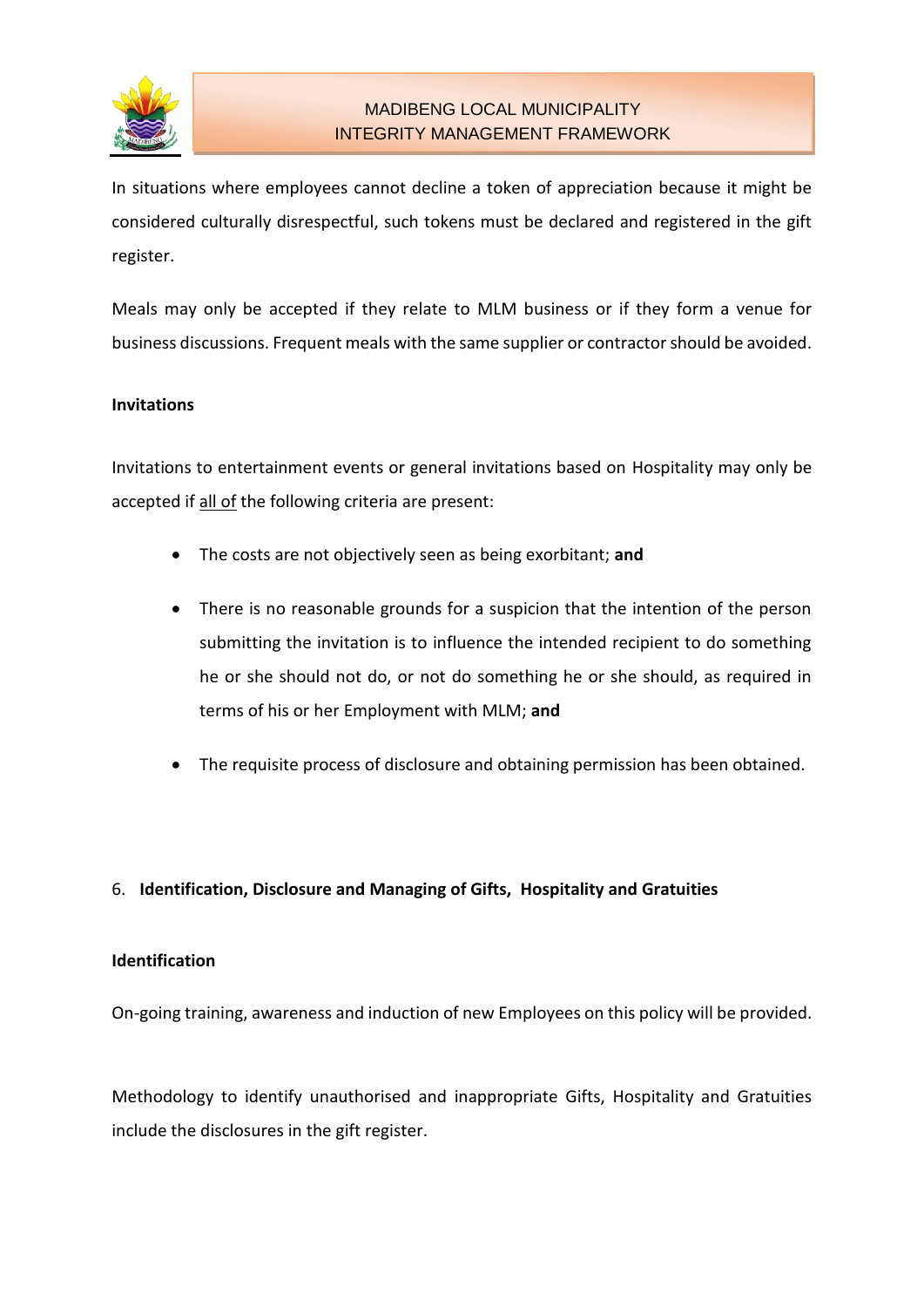In situations where employees cannot decline a token of appreciation because it might be considered culturally disrespectful, such tokens must be declared and registered in the gift register.

Meals may only be accepted if they relate to MLM business or if they form a venue for business discussions. Frequent meals with the same supplier or contractor should be avoided.

**Invitations**

Invitations to entertainment events or general invitations based on Hospitality may only be accepted if <u>all of</u> the following criteria are present:

- The costs are not objectively seen as being exorbitant; **and**
- There is no reasonable grounds for a suspicion that the intention of the person submitting the invitation is to influence the intended recipient to do something he or she should not do, or not do something he or she should, as required in terms of his or her Employment with MLM; **and**
- The requisite process of disclosure and obtaining permission has been obtained.

6. **Identification, Disclosure and Managing of Gifts, Hospitality and Gratuities**

**Identification**

On-going training, awareness and induction of new Employees on this policy will be provided.

Methodology to identify unauthorised and inappropriate Gifts, Hospitality and Gratuities include the disclosures in the gift register.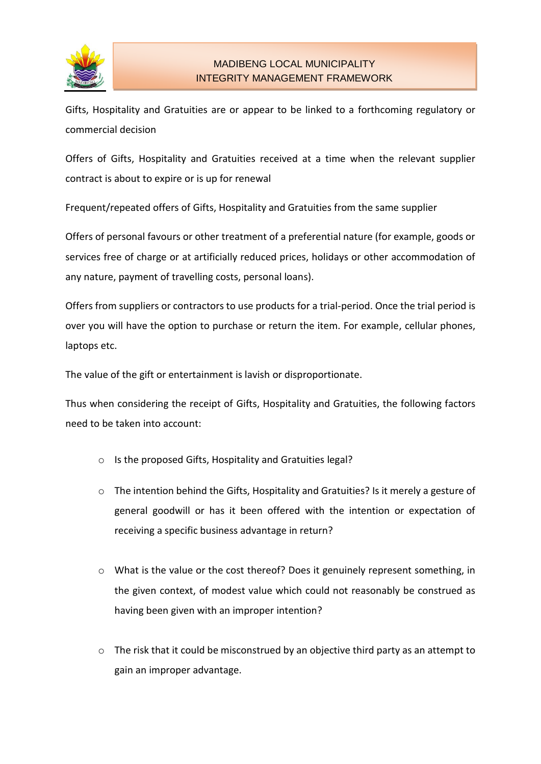Gifts, Hospitality and Gratuities are or appear to be linked to a forthcoming regulatory or commercial decision

Offers of Gifts, Hospitality and Gratuities received at a time when the relevant supplier contract is about to expire or is up for renewal

Frequent/repeated offers of Gifts, Hospitality and Gratuities from the same supplier

Offers of personal favours or other treatment of a preferential nature (for example, goods or services free of charge or at artificially reduced prices, holidays or other accommodation of any nature, payment of travelling costs, personal loans).

Offers from suppliers or contractors to use products for a trial-period. Once the trial period is over you will have the option to purchase or return the item. For example, cellular phones, laptops etc.

The value of the gift or entertainment is lavish or disproportionate.

Thus when considering the receipt of Gifts, Hospitality and Gratuities, the following factors need to be taken into account:

- Is the proposed Gifts, Hospitality and Gratuities legal?
- The intention behind the Gifts, Hospitality and Gratuities? Is it merely a gesture of general goodwill or has it been offered with the intention or expectation of receiving a specific business advantage in return?
- What is the value or the cost thereof? Does it genuinely represent something, in the given context, of modest value which could not reasonably be construed as having been given with an improper intention?
- The risk that it could be misconstrued by an objective third party as an attempt to gain an improper advantage.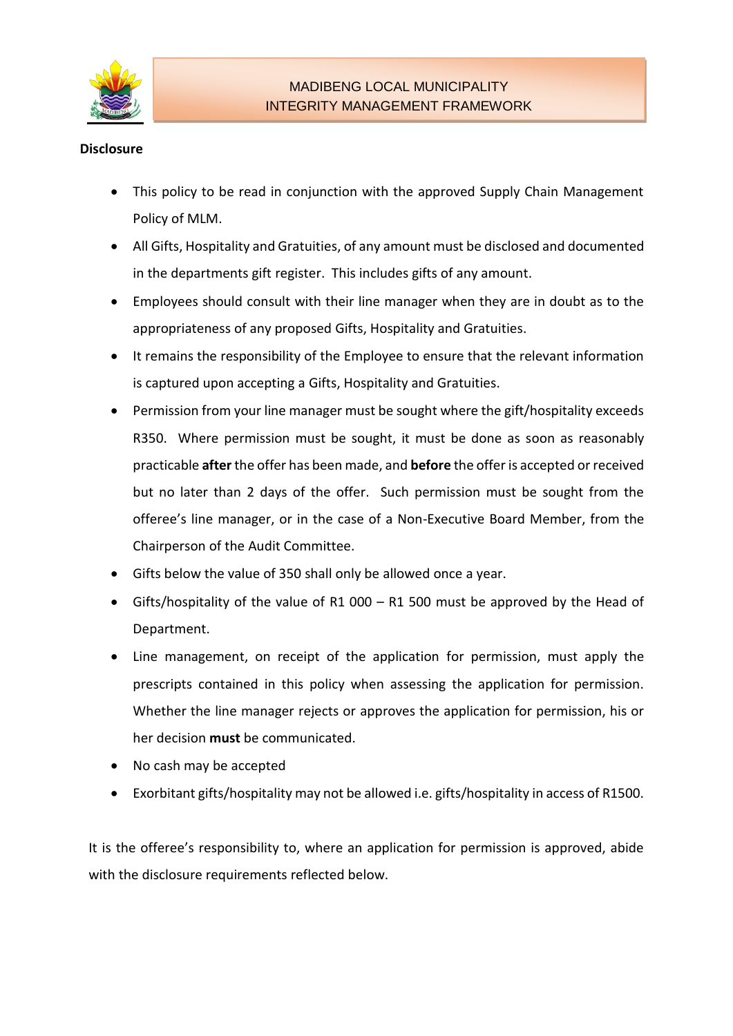**Disclosure**

- This policy to be read in conjunction with the approved Supply Chain Management Policy of MLM.
- All Gifts, Hospitality and Gratuities, of any amount must be disclosed and documented in the departments gift register. This includes gifts of any amount.
- Employees should consult with their line manager when they are in doubt as to the appropriateness of any proposed Gifts, Hospitality and Gratuities.
- It remains the responsibility of the Employee to ensure that the relevant information is captured upon accepting a Gifts, Hospitality and Gratuities.
- Permission from your line manager must be sought where the gift/hospitality exceeds R350. Where permission must be sought, it must be done as soon as reasonably practicable **after** the offer has been made, and **before** the offer is accepted or received but no later than 2 days of the offer. Such permission must be sought from the offeree's line manager, or in the case of a Non-Executive Board Member, from the Chairperson of the Audit Committee.
- Gifts below the value of 350 shall only be allowed once a year.
- Gifts/hospitality of the value of R1 000 – R1 500 must be approved by the Head of Department.
- Line management, on receipt of the application for permission, must apply the prescripts contained in this policy when assessing the application for permission. Whether the line manager rejects or approves the application for permission, his or her decision **must** be communicated.
- No cash may be accepted
- Exorbitant gifts/hospitality may not be allowed i.e. gifts/hospitality in access of R1500.

It is the offeree's responsibility to, where an application for permission is approved, abide with the disclosure requirements reflected below.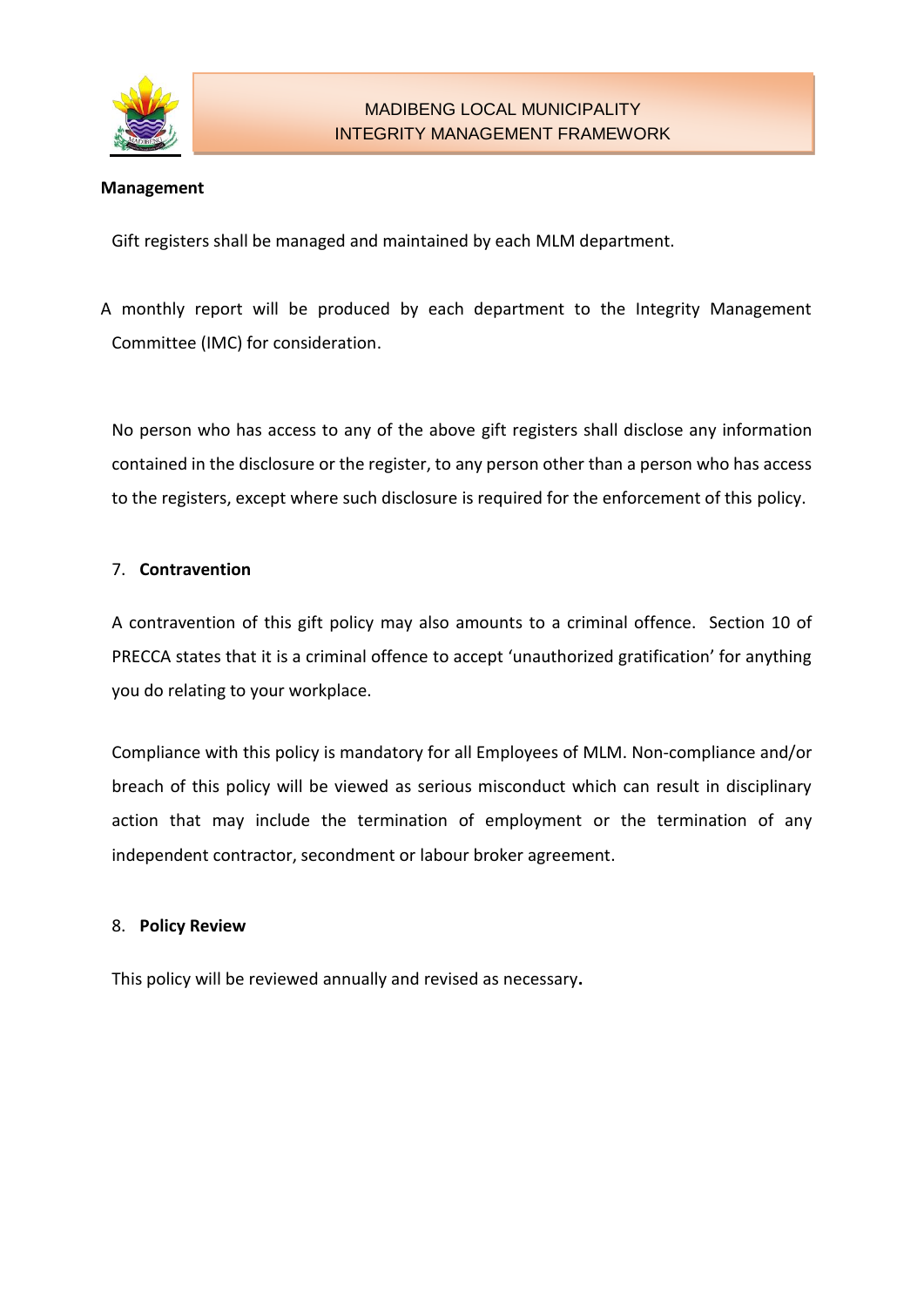**Management**

Gift registers shall be managed and maintained by each MLM department.

A monthly report will be produced by each department to the Integrity Management Committee (IMC) for consideration.

No person who has access to any of the above gift registers shall disclose any information contained in the disclosure or the register, to any person other than a person who has access to the registers, except where such disclosure is required for the enforcement of this policy.

## 7. Contravention

A contravention of this gift policy may also amounts to a criminal offence. Section 10 of PRECCA states that it is a criminal offence to accept 'unauthorized gratification' for anything you do relating to your workplace.

Compliance with this policy is mandatory for all Employees of MLM. Non-compliance and/or breach of this policy will be viewed as serious misconduct which can result in disciplinary action that may include the termination of employment or the termination of any independent contractor, secondment or labour broker agreement.

## 8. Policy Review

This policy will be reviewed annually and revised as necessary**.**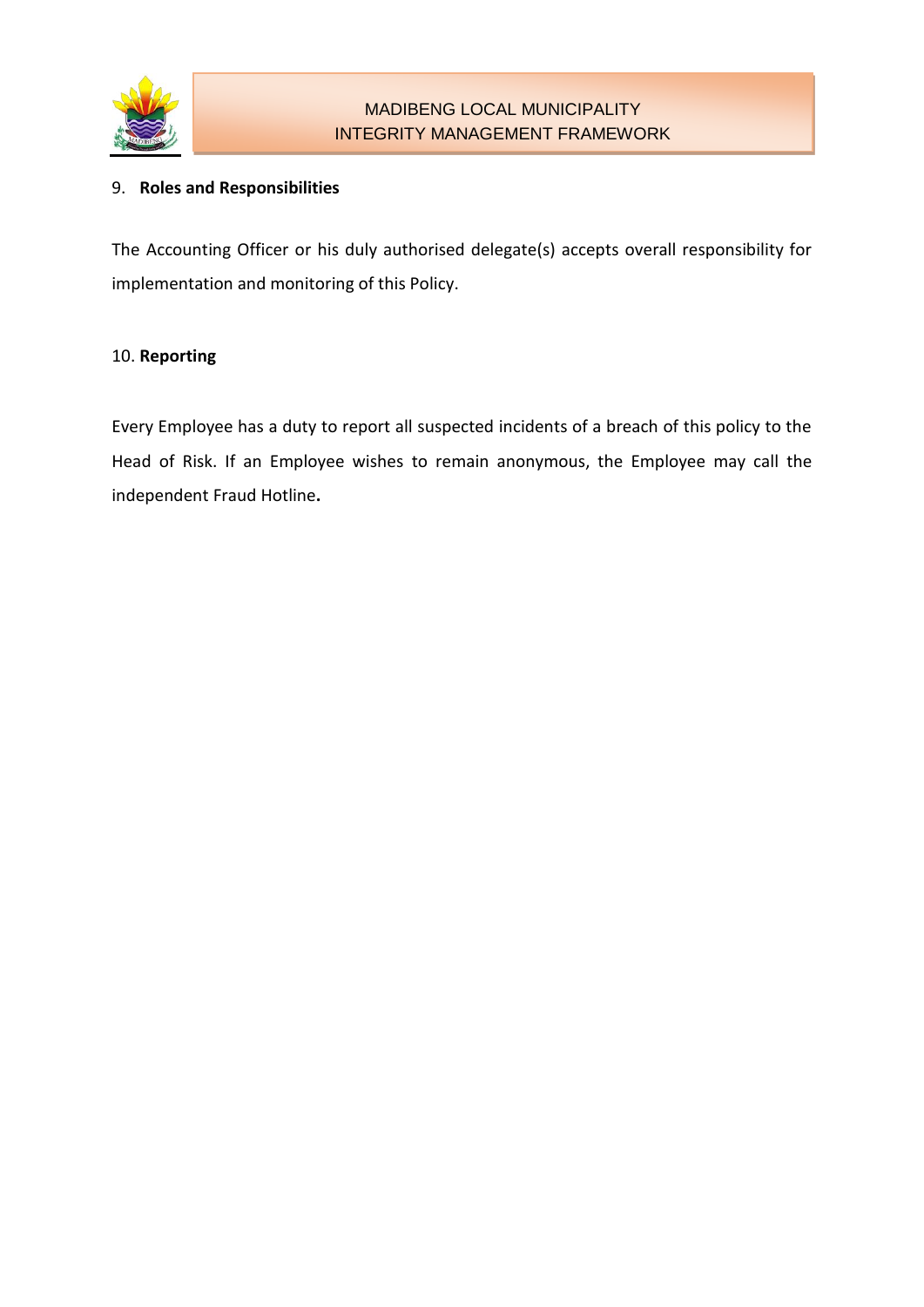## 9. **Roles and Responsibilities**

The Accounting Officer or his duly authorised delegate(s) accepts overall responsibility for implementation and monitoring of this Policy.

## 10. **Reporting**

Every Employee has a duty to report all suspected incidents of a breach of this policy to the Head of Risk. If an Employee wishes to remain anonymous, the Employee may call the independent Fraud Hotline**.**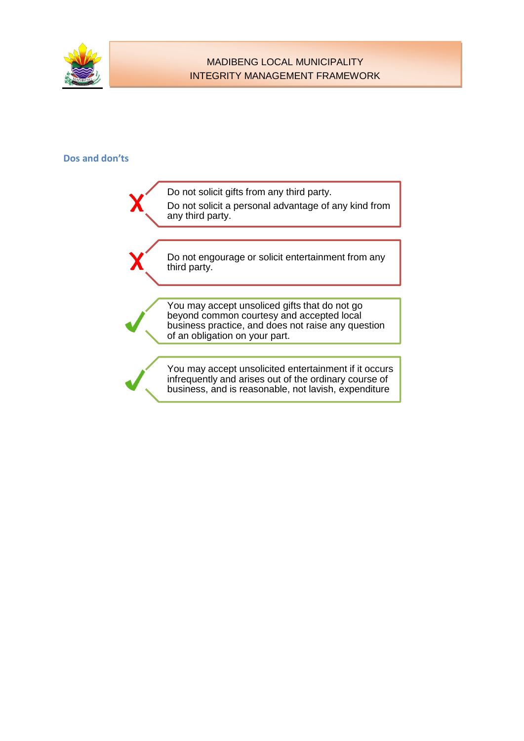## Dos and don'ts

✗ Do not solicit gifts from any third party.

Do not solicit a personal advantage of any kind from any third party.

✗ Do not engourage or solicit entertainment from any third party.

✓ You may accept unsoliced gifts that do not go beyond common courtesy and accepted local business practice, and does not raise any question of an obligation on your part.

✓ You may accept unsolicited entertainment if it occurs infrequently and arises out of the ordinary course of business, and is reasonable, not lavish, expenditure